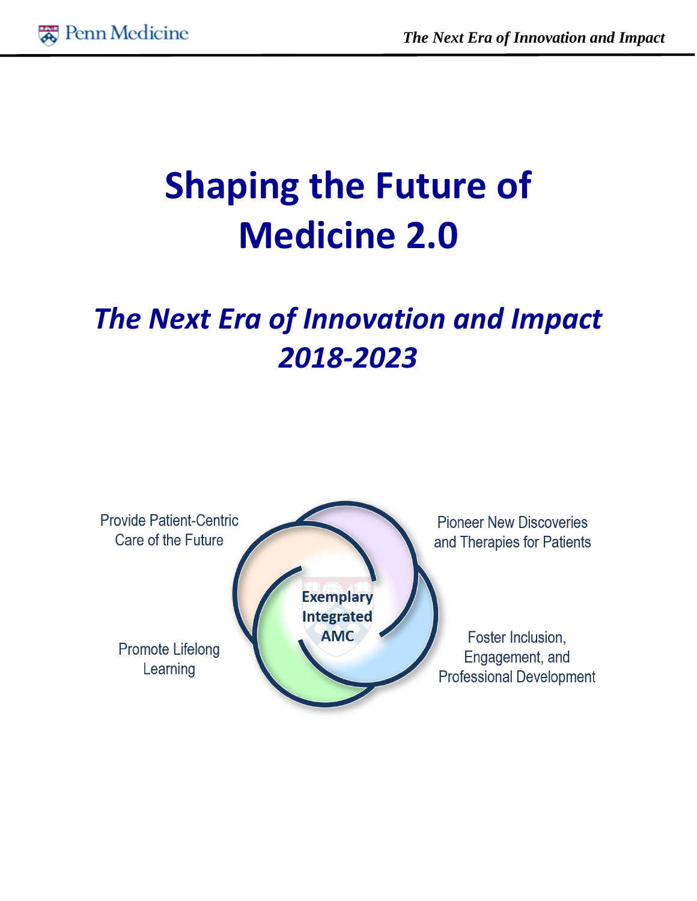# Shaping the Future of Medicine 2.0

## *The Next Era of Innovation and Impact 2018-2023*

Provide Patient-Centric Care of the Future

Pioneer New Discoveries and Therapies for Patients

Exemplary Integrated AMC

Promote Lifelong Learning

Foster Inclusion, Engagement, and Professional Development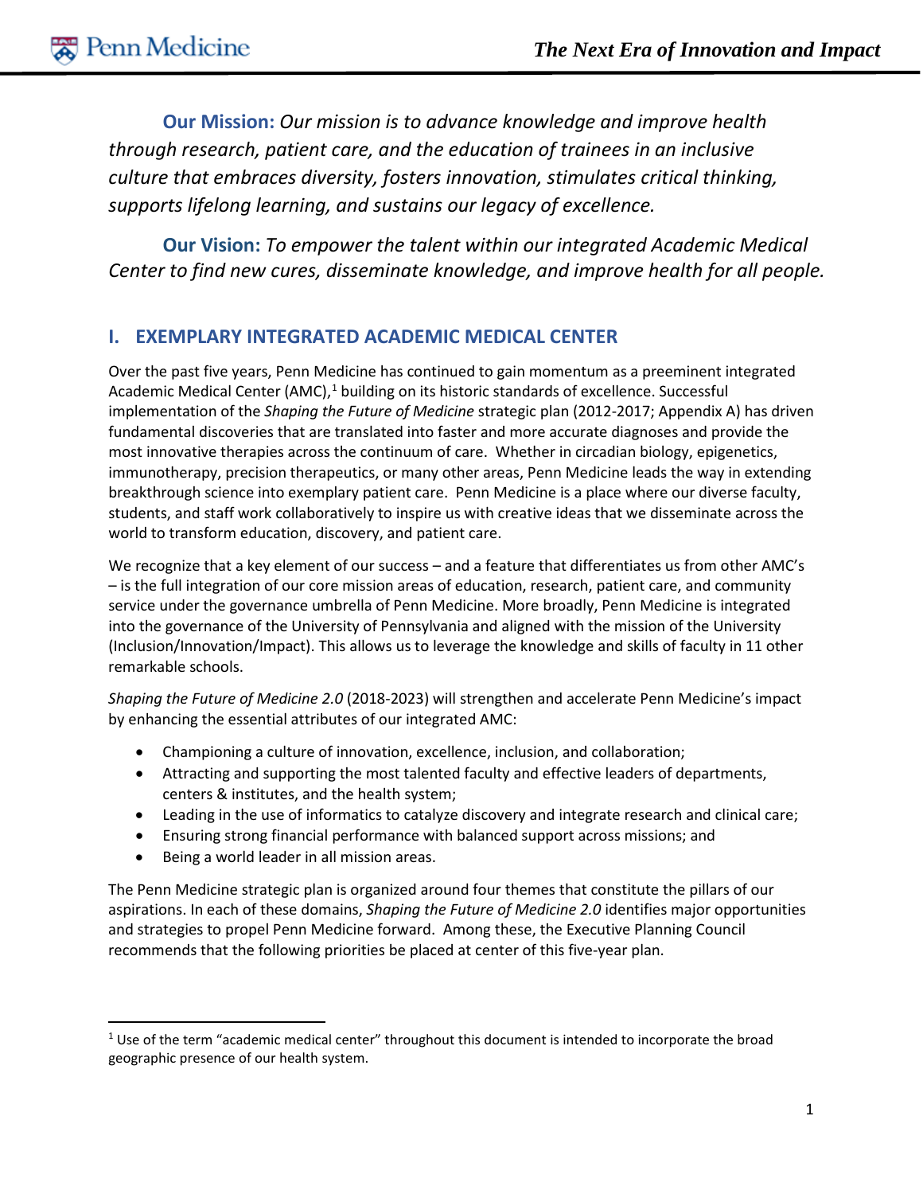**Our Mission:** *Our mission is to advance knowledge and improve health through research, patient care, and the education of trainees in an inclusive culture that embraces diversity, fosters innovation, stimulates critical thinking, supports lifelong learning, and sustains our legacy of excellence.*

**Our Vision:** *To empower the talent within our integrated Academic Medical Center to find new cures, disseminate knowledge, and improve health for all people.*

## I. EXEMPLARY INTEGRATED ACADEMIC MEDICAL CENTER

Over the past five years, Penn Medicine has continued to gain momentum as a preeminent integrated Academic Medical Center (AMC),[1] building on its historic standards of excellence. Successful implementation of the *Shaping the Future of Medicine* strategic plan (2012-2017; Appendix A) has driven fundamental discoveries that are translated into faster and more accurate diagnoses and provide the most innovative therapies across the continuum of care. Whether in circadian biology, epigenetics, immunotherapy, precision therapeutics, or many other areas, Penn Medicine leads the way in extending breakthrough science into exemplary patient care. Penn Medicine is a place where our diverse faculty, students, and staff work collaboratively to inspire us with creative ideas that we disseminate across the world to transform education, discovery, and patient care.

We recognize that a key element of our success – and a feature that differentiates us from other AMC's – is the full integration of our core mission areas of education, research, patient care, and community service under the governance umbrella of Penn Medicine. More broadly, Penn Medicine is integrated into the governance of the University of Pennsylvania and aligned with the mission of the University (Inclusion/Innovation/Impact). This allows us to leverage the knowledge and skills of faculty in 11 other remarkable schools.

*Shaping the Future of Medicine 2.0* (2018-2023) will strengthen and accelerate Penn Medicine's impact by enhancing the essential attributes of our integrated AMC:

- Championing a culture of innovation, excellence, inclusion, and collaboration;
- Attracting and supporting the most talented faculty and effective leaders of departments, centers & institutes, and the health system;
- Leading in the use of informatics to catalyze discovery and integrate research and clinical care;
- Ensuring strong financial performance with balanced support across missions; and
- Being a world leader in all mission areas.

The Penn Medicine strategic plan is organized around four themes that constitute the pillars of our aspirations. In each of these domains, *Shaping the Future of Medicine 2.0* identifies major opportunities and strategies to propel Penn Medicine forward. Among these, the Executive Planning Council recommends that the following priorities be placed at center of this five-year plan.

---

[1] Use of the term "academic medical center" throughout this document is intended to incorporate the broad geographic presence of our health system.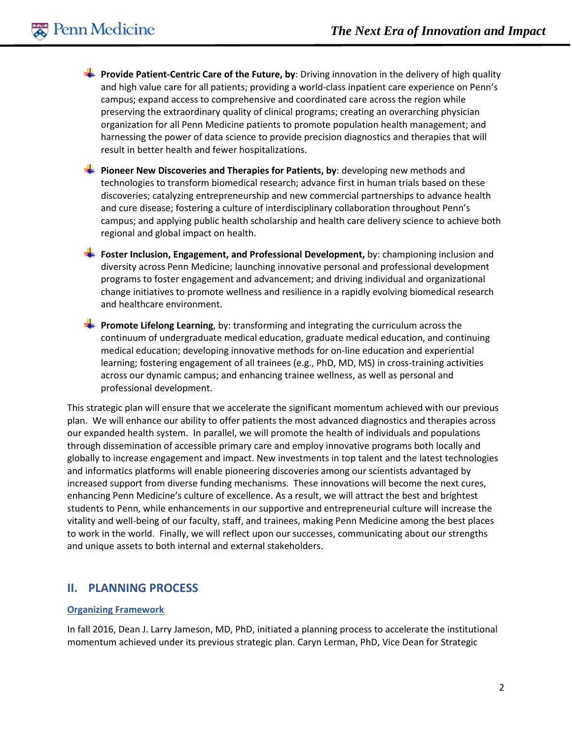- **Provide Patient-Centric Care of the Future, by**: Driving innovation in the delivery of high quality and high value care for all patients; providing a world-class inpatient care experience on Penn's campus; expand access to comprehensive and coordinated care across the region while preserving the extraordinary quality of clinical programs; creating an overarching physician organization for all Penn Medicine patients to promote population health management; and harnessing the power of data science to provide precision diagnostics and therapies that will result in better health and fewer hospitalizations.

- **Pioneer New Discoveries and Therapies for Patients, by**: developing new methods and technologies to transform biomedical research; advance first in human trials based on these discoveries; catalyzing entrepreneurship and new commercial partnerships to advance health and cure disease; fostering a culture of interdisciplinary collaboration throughout Penn's campus; and applying public health scholarship and health care delivery science to achieve both regional and global impact on health.

- **Foster Inclusion, Engagement, and Professional Development,** by: championing inclusion and diversity across Penn Medicine; launching innovative personal and professional development programs to foster engagement and advancement; and driving individual and organizational change initiatives to promote wellness and resilience in a rapidly evolving biomedical research and healthcare environment.

- **Promote Lifelong Learning**, by: transforming and integrating the curriculum across the continuum of undergraduate medical education, graduate medical education, and continuing medical education; developing innovative methods for on-line education and experiential learning; fostering engagement of all trainees (e.g., PhD, MD, MS) in cross-training activities across our dynamic campus; and enhancing trainee wellness, as well as personal and professional development.

This strategic plan will ensure that we accelerate the significant momentum achieved with our previous plan. We will enhance our ability to offer patients the most advanced diagnostics and therapies across our expanded health system. In parallel, we will promote the health of individuals and populations through dissemination of accessible primary care and employ innovative programs both locally and globally to increase engagement and impact. New investments in top talent and the latest technologies and informatics platforms will enable pioneering discoveries among our scientists advantaged by increased support from diverse funding mechanisms. These innovations will become the next cures, enhancing Penn Medicine's culture of excellence. As a result, we will attract the best and brightest students to Penn, while enhancements in our supportive and entrepreneurial culture will increase the vitality and well-being of our faculty, staff, and trainees, making Penn Medicine among the best places to work in the world. Finally, we will reflect upon our successes, communicating about our strengths and unique assets to both internal and external stakeholders.

## II. PLANNING PROCESS

### Organizing Framework

In fall 2016, Dean J. Larry Jameson, MD, PhD, initiated a planning process to accelerate the institutional momentum achieved under its previous strategic plan. Caryn Lerman, PhD, Vice Dean for Strategic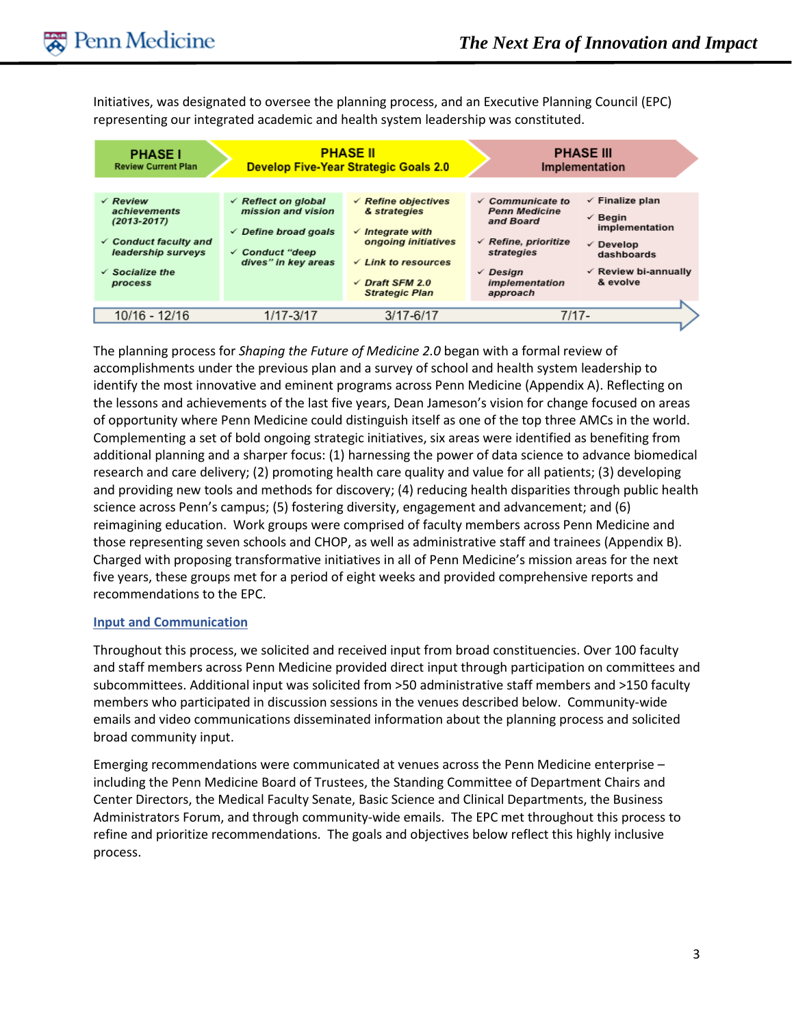Initiatives, was designated to oversee the planning process, and an Executive Planning Council (EPC) representing our integrated academic and health system leadership was constituted.

| PHASE I<br>Review Current Plan | PHASE II<br>Develop Five-Year Strategic Goals 2.0 | | PHASE III<br>Implementation | |
|---|---|---|---|---|
| ✓ *Review achievements (2013-2017)*<br>✓ *Conduct faculty and leadership surveys*<br>✓ *Socialize the process* | ✓ *Reflect on global mission and vision*<br>✓ *Define broad goals*<br>✓ *Conduct "deep dives" in key areas* | ✓ *Refine objectives & strategies*<br>✓ *Integrate with ongoing initiatives*<br>✓ *Link to resources*<br>✓ *Draft SFM 2.0 Strategic Plan* | ✓ *Communicate to Penn Medicine and Board*<br>✓ *Refine, prioritize strategies*<br>✓ *Design implementation approach* | ✓ Finalize plan<br>✓ Begin implementation<br>✓ Develop dashboards<br>✓ Review bi-annually & evolve |
| 10/16 - 12/16 | 1/17-3/17 | 3/17-6/17 | 7/17- | |

The planning process for *Shaping the Future of Medicine 2.0* began with a formal review of accomplishments under the previous plan and a survey of school and health system leadership to identify the most innovative and eminent programs across Penn Medicine (Appendix A). Reflecting on the lessons and achievements of the last five years, Dean Jameson's vision for change focused on areas of opportunity where Penn Medicine could distinguish itself as one of the top three AMCs in the world. Complementing a set of bold ongoing strategic initiatives, six areas were identified as benefiting from additional planning and a sharper focus: (1) harnessing the power of data science to advance biomedical research and care delivery; (2) promoting health care quality and value for all patients; (3) developing and providing new tools and methods for discovery; (4) reducing health disparities through public health science across Penn's campus; (5) fostering diversity, engagement and advancement; and (6) reimagining education. Work groups were comprised of faculty members across Penn Medicine and those representing seven schools and CHOP, as well as administrative staff and trainees (Appendix B). Charged with proposing transformative initiatives in all of Penn Medicine's mission areas for the next five years, these groups met for a period of eight weeks and provided comprehensive reports and recommendations to the EPC.

## Input and Communication

Throughout this process, we solicited and received input from broad constituencies. Over 100 faculty and staff members across Penn Medicine provided direct input through participation on committees and subcommittees. Additional input was solicited from >50 administrative staff members and >150 faculty members who participated in discussion sessions in the venues described below. Community-wide emails and video communications disseminated information about the planning process and solicited broad community input.

Emerging recommendations were communicated at venues across the Penn Medicine enterprise – including the Penn Medicine Board of Trustees, the Standing Committee of Department Chairs and Center Directors, the Medical Faculty Senate, Basic Science and Clinical Departments, the Business Administrators Forum, and through community-wide emails. The EPC met throughout this process to refine and prioritize recommendations. The goals and objectives below reflect this highly inclusive process.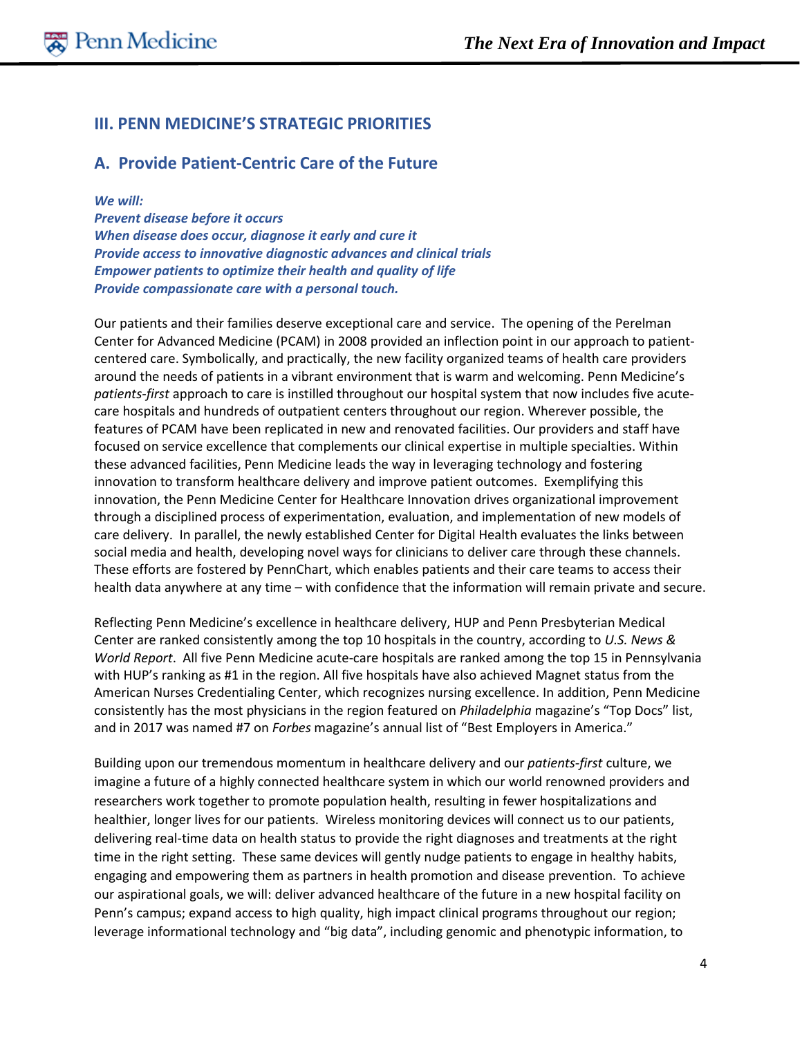## III. PENN MEDICINE'S STRATEGIC PRIORITIES

### A. Provide Patient-Centric Care of the Future

***We will:***
***Prevent disease before it occurs***
***When disease does occur, diagnose it early and cure it***
***Provide access to innovative diagnostic advances and clinical trials***
***Empower patients to optimize their health and quality of life***
***Provide compassionate care with a personal touch.***

Our patients and their families deserve exceptional care and service. The opening of the Perelman Center for Advanced Medicine (PCAM) in 2008 provided an inflection point in our approach to patient-centered care. Symbolically, and practically, the new facility organized teams of health care providers around the needs of patients in a vibrant environment that is warm and welcoming. Penn Medicine's *patients-first* approach to care is instilled throughout our hospital system that now includes five acute-care hospitals and hundreds of outpatient centers throughout our region. Wherever possible, the features of PCAM have been replicated in new and renovated facilities. Our providers and staff have focused on service excellence that complements our clinical expertise in multiple specialties. Within these advanced facilities, Penn Medicine leads the way in leveraging technology and fostering innovation to transform healthcare delivery and improve patient outcomes. Exemplifying this innovation, the Penn Medicine Center for Healthcare Innovation drives organizational improvement through a disciplined process of experimentation, evaluation, and implementation of new models of care delivery. In parallel, the newly established Center for Digital Health evaluates the links between social media and health, developing novel ways for clinicians to deliver care through these channels. These efforts are fostered by PennChart, which enables patients and their care teams to access their health data anywhere at any time – with confidence that the information will remain private and secure.

Reflecting Penn Medicine's excellence in healthcare delivery, HUP and Penn Presbyterian Medical Center are ranked consistently among the top 10 hospitals in the country, according to *U.S. News & World Report*. All five Penn Medicine acute-care hospitals are ranked among the top 15 in Pennsylvania with HUP's ranking as #1 in the region. All five hospitals have also achieved Magnet status from the American Nurses Credentialing Center, which recognizes nursing excellence. In addition, Penn Medicine consistently has the most physicians in the region featured on *Philadelphia* magazine's "Top Docs" list, and in 2017 was named #7 on *Forbes* magazine's annual list of "Best Employers in America."

Building upon our tremendous momentum in healthcare delivery and our *patients-first* culture, we imagine a future of a highly connected healthcare system in which our world renowned providers and researchers work together to promote population health, resulting in fewer hospitalizations and healthier, longer lives for our patients. Wireless monitoring devices will connect us to our patients, delivering real-time data on health status to provide the right diagnoses and treatments at the right time in the right setting. These same devices will gently nudge patients to engage in healthy habits, engaging and empowering them as partners in health promotion and disease prevention. To achieve our aspirational goals, we will: deliver advanced healthcare of the future in a new hospital facility on Penn's campus; expand access to high quality, high impact clinical programs throughout our region; leverage informational technology and "big data", including genomic and phenotypic information, to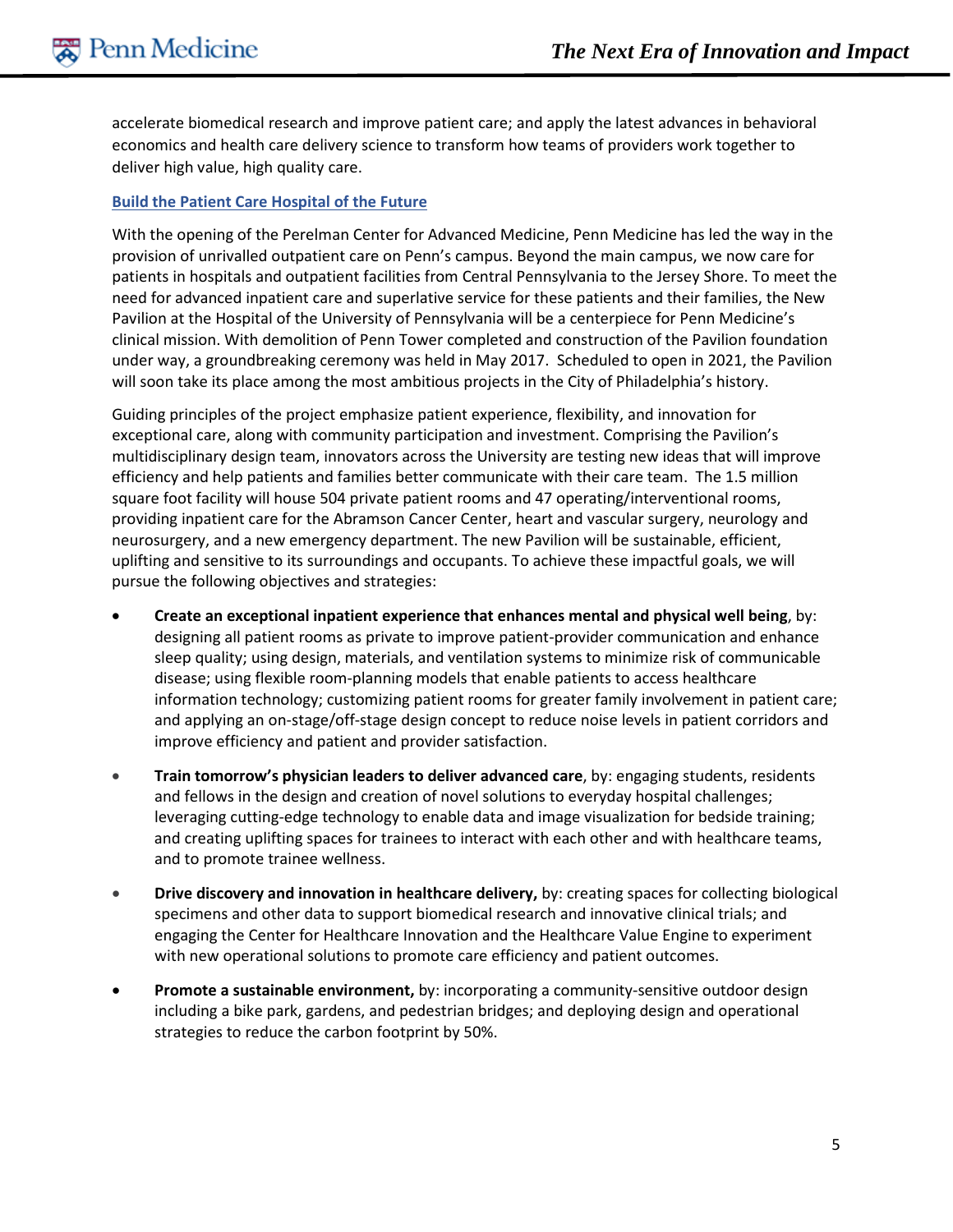accelerate biomedical research and improve patient care; and apply the latest advances in behavioral economics and health care delivery science to transform how teams of providers work together to deliver high value, high quality care.

### Build the Patient Care Hospital of the Future

With the opening of the Perelman Center for Advanced Medicine, Penn Medicine has led the way in the provision of unrivalled outpatient care on Penn's campus. Beyond the main campus, we now care for patients in hospitals and outpatient facilities from Central Pennsylvania to the Jersey Shore. To meet the need for advanced inpatient care and superlative service for these patients and their families, the New Pavilion at the Hospital of the University of Pennsylvania will be a centerpiece for Penn Medicine's clinical mission. With demolition of Penn Tower completed and construction of the Pavilion foundation under way, a groundbreaking ceremony was held in May 2017. Scheduled to open in 2021, the Pavilion will soon take its place among the most ambitious projects in the City of Philadelphia's history.

Guiding principles of the project emphasize patient experience, flexibility, and innovation for exceptional care, along with community participation and investment. Comprising the Pavilion's multidisciplinary design team, innovators across the University are testing new ideas that will improve efficiency and help patients and families better communicate with their care team. The 1.5 million square foot facility will house 504 private patient rooms and 47 operating/interventional rooms, providing inpatient care for the Abramson Cancer Center, heart and vascular surgery, neurology and neurosurgery, and a new emergency department. The new Pavilion will be sustainable, efficient, uplifting and sensitive to its surroundings and occupants. To achieve these impactful goals, we will pursue the following objectives and strategies:

- **Create an exceptional inpatient experience that enhances mental and physical well being**, by: designing all patient rooms as private to improve patient-provider communication and enhance sleep quality; using design, materials, and ventilation systems to minimize risk of communicable disease; using flexible room-planning models that enable patients to access healthcare information technology; customizing patient rooms for greater family involvement in patient care; and applying an on-stage/off-stage design concept to reduce noise levels in patient corridors and improve efficiency and patient and provider satisfaction.
- **Train tomorrow's physician leaders to deliver advanced care**, by: engaging students, residents and fellows in the design and creation of novel solutions to everyday hospital challenges; leveraging cutting-edge technology to enable data and image visualization for bedside training; and creating uplifting spaces for trainees to interact with each other and with healthcare teams, and to promote trainee wellness.
- **Drive discovery and innovation in healthcare delivery,** by: creating spaces for collecting biological specimens and other data to support biomedical research and innovative clinical trials; and engaging the Center for Healthcare Innovation and the Healthcare Value Engine to experiment with new operational solutions to promote care efficiency and patient outcomes.
- **Promote a sustainable environment,** by: incorporating a community-sensitive outdoor design including a bike park, gardens, and pedestrian bridges; and deploying design and operational strategies to reduce the carbon footprint by 50%.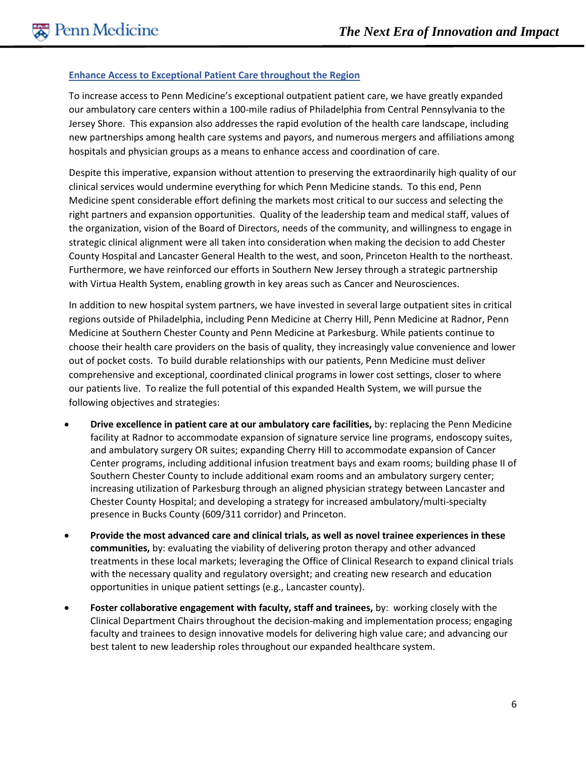## Enhance Access to Exceptional Patient Care throughout the Region

To increase access to Penn Medicine's exceptional outpatient patient care, we have greatly expanded our ambulatory care centers within a 100-mile radius of Philadelphia from Central Pennsylvania to the Jersey Shore. This expansion also addresses the rapid evolution of the health care landscape, including new partnerships among health care systems and payors, and numerous mergers and affiliations among hospitals and physician groups as a means to enhance access and coordination of care.

Despite this imperative, expansion without attention to preserving the extraordinarily high quality of our clinical services would undermine everything for which Penn Medicine stands. To this end, Penn Medicine spent considerable effort defining the markets most critical to our success and selecting the right partners and expansion opportunities. Quality of the leadership team and medical staff, values of the organization, vision of the Board of Directors, needs of the community, and willingness to engage in strategic clinical alignment were all taken into consideration when making the decision to add Chester County Hospital and Lancaster General Health to the west, and soon, Princeton Health to the northeast. Furthermore, we have reinforced our efforts in Southern New Jersey through a strategic partnership with Virtua Health System, enabling growth in key areas such as Cancer and Neurosciences.

In addition to new hospital system partners, we have invested in several large outpatient sites in critical regions outside of Philadelphia, including Penn Medicine at Cherry Hill, Penn Medicine at Radnor, Penn Medicine at Southern Chester County and Penn Medicine at Parkesburg. While patients continue to choose their health care providers on the basis of quality, they increasingly value convenience and lower out of pocket costs. To build durable relationships with our patients, Penn Medicine must deliver comprehensive and exceptional, coordinated clinical programs in lower cost settings, closer to where our patients live. To realize the full potential of this expanded Health System, we will pursue the following objectives and strategies:

- **Drive excellence in patient care at our ambulatory care facilities,** by: replacing the Penn Medicine facility at Radnor to accommodate expansion of signature service line programs, endoscopy suites, and ambulatory surgery OR suites; expanding Cherry Hill to accommodate expansion of Cancer Center programs, including additional infusion treatment bays and exam rooms; building phase II of Southern Chester County to include additional exam rooms and an ambulatory surgery center; increasing utilization of Parkesburg through an aligned physician strategy between Lancaster and Chester County Hospital; and developing a strategy for increased ambulatory/multi-specialty presence in Bucks County (609/311 corridor) and Princeton.
- **Provide the most advanced care and clinical trials, as well as novel trainee experiences in these communities,** by: evaluating the viability of delivering proton therapy and other advanced treatments in these local markets; leveraging the Office of Clinical Research to expand clinical trials with the necessary quality and regulatory oversight; and creating new research and education opportunities in unique patient settings (e.g., Lancaster county).
- **Foster collaborative engagement with faculty, staff and trainees,** by: working closely with the Clinical Department Chairs throughout the decision-making and implementation process; engaging faculty and trainees to design innovative models for delivering high value care; and advancing our best talent to new leadership roles throughout our expanded healthcare system.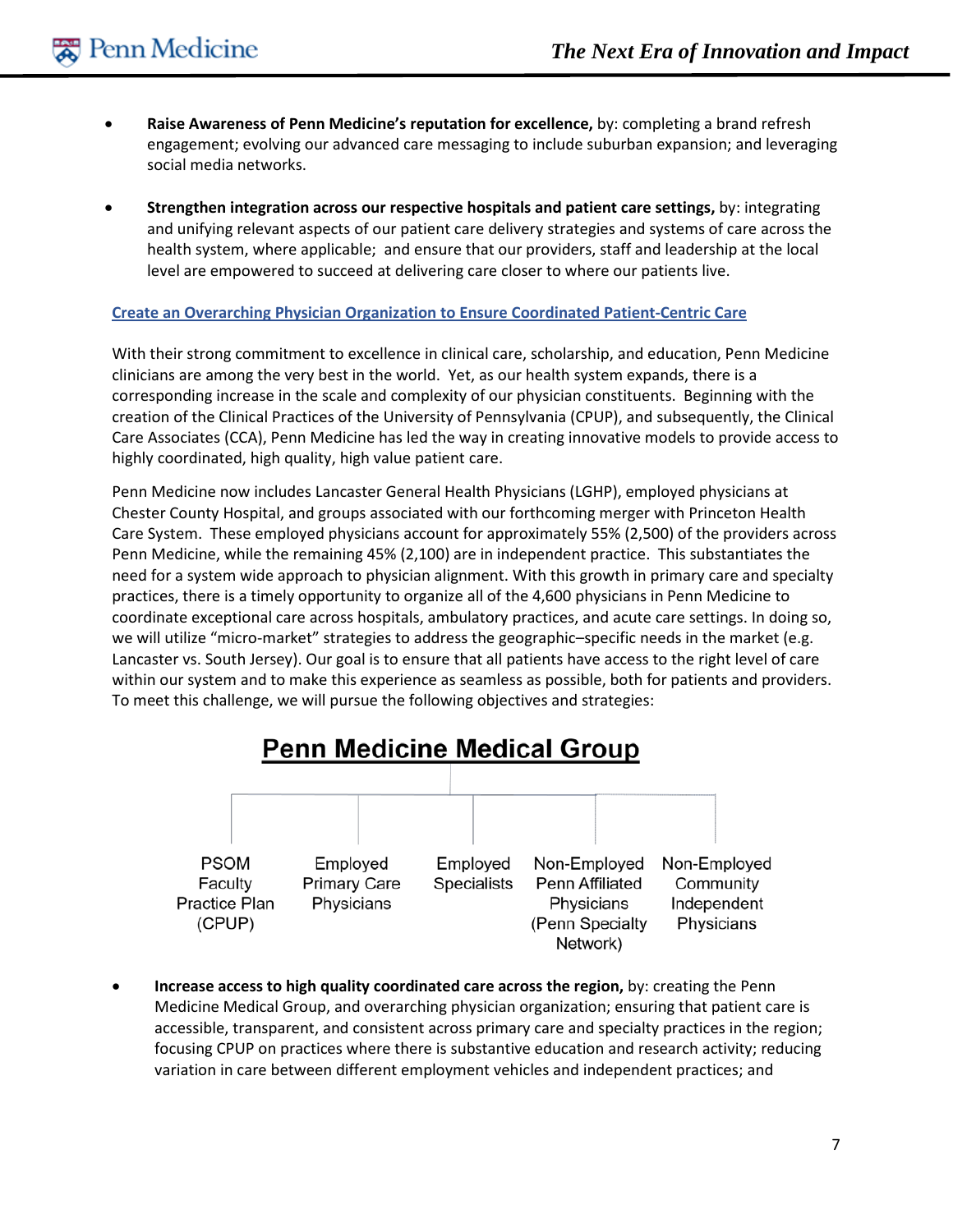- **Raise Awareness of Penn Medicine's reputation for excellence,** by: completing a brand refresh engagement; evolving our advanced care messaging to include suburban expansion; and leveraging social media networks.

- **Strengthen integration across our respective hospitals and patient care settings,** by: integrating and unifying relevant aspects of our patient care delivery strategies and systems of care across the health system, where applicable; and ensure that our providers, staff and leadership at the local level are empowered to succeed at delivering care closer to where our patients live.

## Create an Overarching Physician Organization to Ensure Coordinated Patient-Centric Care

With their strong commitment to excellence in clinical care, scholarship, and education, Penn Medicine clinicians are among the very best in the world. Yet, as our health system expands, there is a corresponding increase in the scale and complexity of our physician constituents. Beginning with the creation of the Clinical Practices of the University of Pennsylvania (CPUP), and subsequently, the Clinical Care Associates (CCA), Penn Medicine has led the way in creating innovative models to provide access to highly coordinated, high quality, high value patient care.

Penn Medicine now includes Lancaster General Health Physicians (LGHP), employed physicians at Chester County Hospital, and groups associated with our forthcoming merger with Princeton Health Care System. These employed physicians account for approximately 55% (2,500) of the providers across Penn Medicine, while the remaining 45% (2,100) are in independent practice. This substantiates the need for a system wide approach to physician alignment. With this growth in primary care and specialty practices, there is a timely opportunity to organize all of the 4,600 physicians in Penn Medicine to coordinate exceptional care across hospitals, ambulatory practices, and acute care settings. In doing so, we will utilize "micro-market" strategies to address the geographic–specific needs in the market (e.g. Lancaster vs. South Jersey). Our goal is to ensure that all patients have access to the right level of care within our system and to make this experience as seamless as possible, both for patients and providers. To meet this challenge, we will pursue the following objectives and strategies:

**Penn Medicine Medical Group**

- PSOM Faculty Practice Plan (CPUP)
- Employed Primary Care Physicians
- Employed Specialists
- Non-Employed Penn Affiliated Physicians (Penn Specialty Network)
- Non-Employed Community Independent Physicians

- **Increase access to high quality coordinated care across the region,** by: creating the Penn Medicine Medical Group, and overarching physician organization; ensuring that patient care is accessible, transparent, and consistent across primary care and specialty practices in the region; focusing CPUP on practices where there is substantive education and research activity; reducing variation in care between different employment vehicles and independent practices; and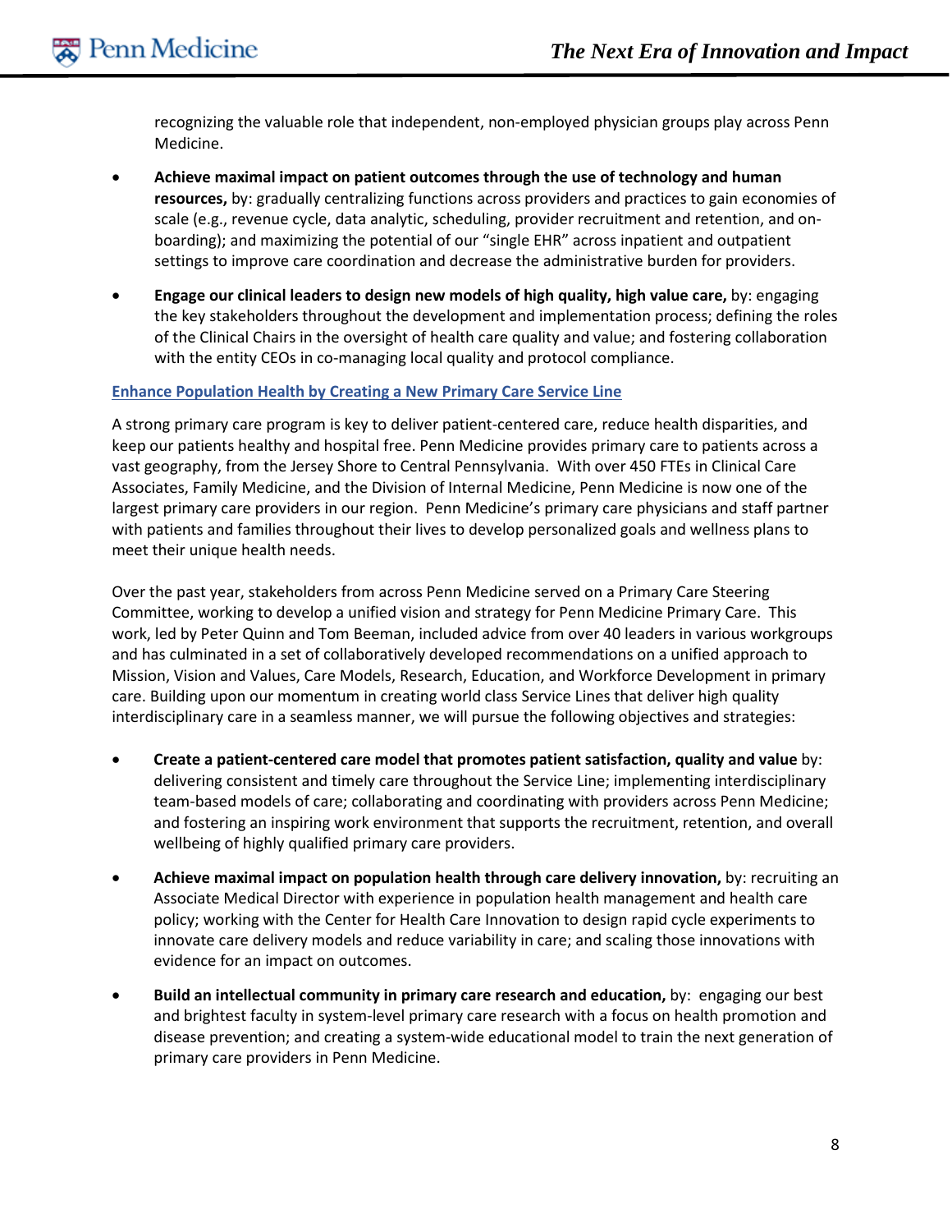recognizing the valuable role that independent, non-employed physician groups play across Penn Medicine.

- **Achieve maximal impact on patient outcomes through the use of technology and human resources,** by: gradually centralizing functions across providers and practices to gain economies of scale (e.g., revenue cycle, data analytic, scheduling, provider recruitment and retention, and on-boarding); and maximizing the potential of our "single EHR" across inpatient and outpatient settings to improve care coordination and decrease the administrative burden for providers.

- **Engage our clinical leaders to design new models of high quality, high value care,** by: engaging the key stakeholders throughout the development and implementation process; defining the roles of the Clinical Chairs in the oversight of health care quality and value; and fostering collaboration with the entity CEOs in co-managing local quality and protocol compliance.

## Enhance Population Health by Creating a New Primary Care Service Line

A strong primary care program is key to deliver patient-centered care, reduce health disparities, and keep our patients healthy and hospital free. Penn Medicine provides primary care to patients across a vast geography, from the Jersey Shore to Central Pennsylvania. With over 450 FTEs in Clinical Care Associates, Family Medicine, and the Division of Internal Medicine, Penn Medicine is now one of the largest primary care providers in our region. Penn Medicine's primary care physicians and staff partner with patients and families throughout their lives to develop personalized goals and wellness plans to meet their unique health needs.

Over the past year, stakeholders from across Penn Medicine served on a Primary Care Steering Committee, working to develop a unified vision and strategy for Penn Medicine Primary Care. This work, led by Peter Quinn and Tom Beeman, included advice from over 40 leaders in various workgroups and has culminated in a set of collaboratively developed recommendations on a unified approach to Mission, Vision and Values, Care Models, Research, Education, and Workforce Development in primary care. Building upon our momentum in creating world class Service Lines that deliver high quality interdisciplinary care in a seamless manner, we will pursue the following objectives and strategies:

- **Create a patient-centered care model that promotes patient satisfaction, quality and value** by: delivering consistent and timely care throughout the Service Line; implementing interdisciplinary team-based models of care; collaborating and coordinating with providers across Penn Medicine; and fostering an inspiring work environment that supports the recruitment, retention, and overall wellbeing of highly qualified primary care providers.

- **Achieve maximal impact on population health through care delivery innovation,** by: recruiting an Associate Medical Director with experience in population health management and health care policy; working with the Center for Health Care Innovation to design rapid cycle experiments to innovate care delivery models and reduce variability in care; and scaling those innovations with evidence for an impact on outcomes.

- **Build an intellectual community in primary care research and education,** by: engaging our best and brightest faculty in system-level primary care research with a focus on health promotion and disease prevention; and creating a system-wide educational model to train the next generation of primary care providers in Penn Medicine.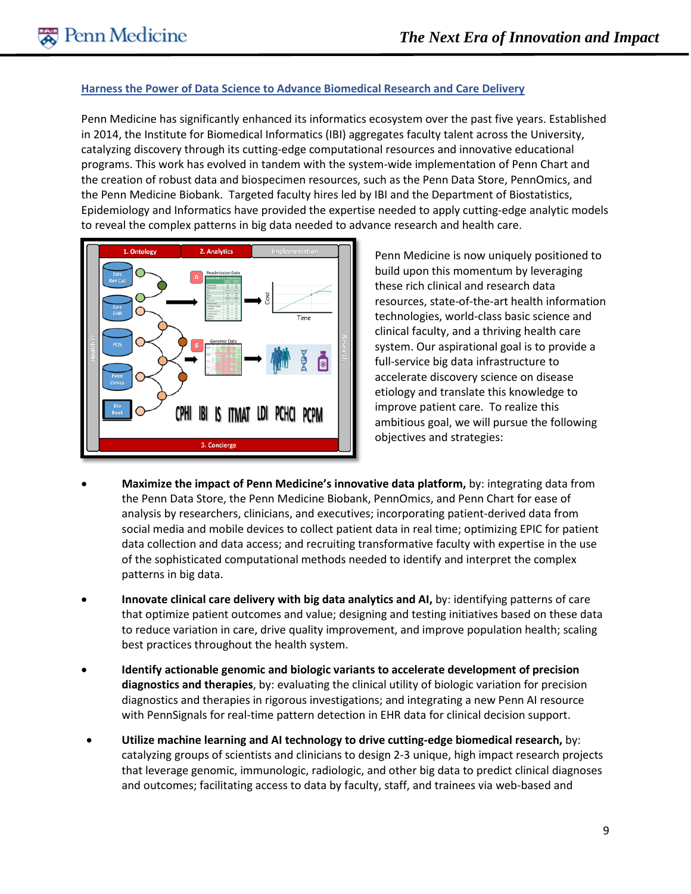## Harness the Power of Data Science to Advance Biomedical Research and Care Delivery

Penn Medicine has significantly enhanced its informatics ecosystem over the past five years. Established in 2014, the Institute for Biomedical Informatics (IBI) aggregates faculty talent across the University, catalyzing discovery through its cutting-edge computational resources and innovative educational programs. This work has evolved in tandem with the system-wide implementation of Penn Chart and the creation of robust data and biospecimen resources, such as the Penn Data Store, PennOmics, and the Penn Medicine Biobank. Targeted faculty hires led by IBI and the Department of Biostatistics, Epidemiology and Informatics have provided the expertise needed to apply cutting-edge analytic models to reveal the complex patterns in big data needed to advance research and health care.

Penn Medicine is now uniquely positioned to build upon this momentum by leveraging these rich clinical and research data resources, state-of-the-art health information technologies, world-class basic science and clinical faculty, and a thriving health care system. Our aspirational goal is to provide a full-service big data infrastructure to accelerate discovery science on disease etiology and translate this knowledge to improve patient care. To realize this ambitious goal, we will pursue the following objectives and strategies:

- **Maximize the impact of Penn Medicine's innovative data platform,** by: integrating data from the Penn Data Store, the Penn Medicine Biobank, PennOmics, and Penn Chart for ease of analysis by researchers, clinicians, and executives; incorporating patient-derived data from social media and mobile devices to collect patient data in real time; optimizing EPIC for patient data collection and data access; and recruiting transformative faculty with expertise in the use of the sophisticated computational methods needed to identify and interpret the complex patterns in big data.
- **Innovate clinical care delivery with big data analytics and AI,** by: identifying patterns of care that optimize patient outcomes and value; designing and testing initiatives based on these data to reduce variation in care, drive quality improvement, and improve population health; scaling best practices throughout the health system.
- **Identify actionable genomic and biologic variants to accelerate development of precision diagnostics and therapies**, by: evaluating the clinical utility of biologic variation for precision diagnostics and therapies in rigorous investigations; and integrating a new Penn AI resource with PennSignals for real-time pattern detection in EHR data for clinical decision support.
- **Utilize machine learning and AI technology to drive cutting-edge biomedical research,** by: catalyzing groups of scientists and clinicians to design 2-3 unique, high impact research projects that leverage genomic, immunologic, radiologic, and other big data to predict clinical diagnoses and outcomes; facilitating access to data by faculty, staff, and trainees via web-based and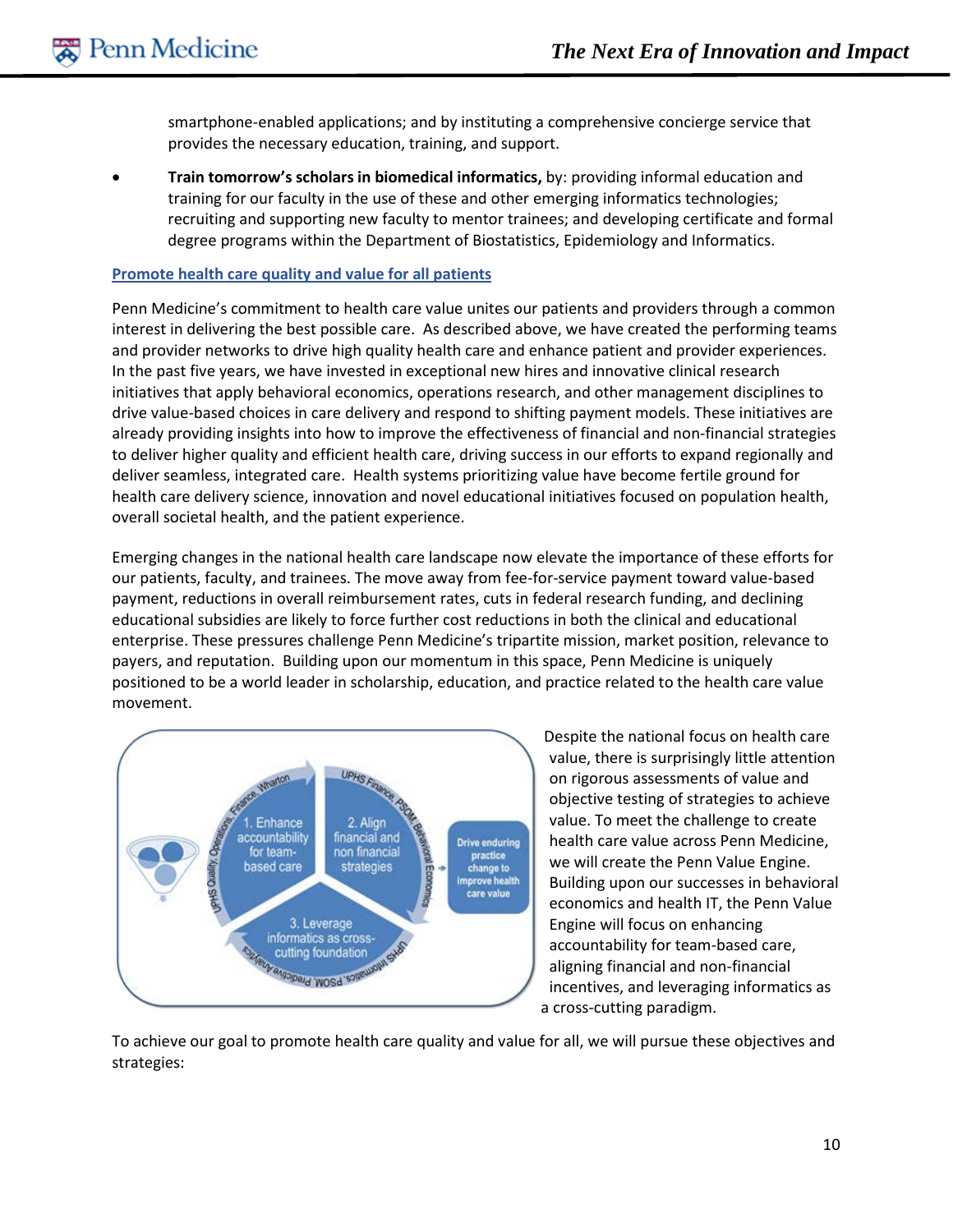smartphone-enabled applications; and by instituting a comprehensive concierge service that provides the necessary education, training, and support.

- **Train tomorrow's scholars in biomedical informatics,** by: providing informal education and training for our faculty in the use of these and other emerging informatics technologies; recruiting and supporting new faculty to mentor trainees; and developing certificate and formal degree programs within the Department of Biostatistics, Epidemiology and Informatics.

## Promote health care quality and value for all patients

Penn Medicine's commitment to health care value unites our patients and providers through a common interest in delivering the best possible care. As described above, we have created the performing teams and provider networks to drive high quality health care and enhance patient and provider experiences. In the past five years, we have invested in exceptional new hires and innovative clinical research initiatives that apply behavioral economics, operations research, and other management disciplines to drive value-based choices in care delivery and respond to shifting payment models. These initiatives are already providing insights into how to improve the effectiveness of financial and non-financial strategies to deliver higher quality and efficient health care, driving success in our efforts to expand regionally and deliver seamless, integrated care. Health systems prioritizing value have become fertile ground for health care delivery science, innovation and novel educational initiatives focused on population health, overall societal health, and the patient experience.

Emerging changes in the national health care landscape now elevate the importance of these efforts for our patients, faculty, and trainees. The move away from fee-for-service payment toward value-based payment, reductions in overall reimbursement rates, cuts in federal research funding, and declining educational subsidies are likely to force further cost reductions in both the clinical and educational enterprise. These pressures challenge Penn Medicine's tripartite mission, market position, relevance to payers, and reputation. Building upon our momentum in this space, Penn Medicine is uniquely positioned to be a world leader in scholarship, education, and practice related to the health care value movement.

Despite the national focus on health care value, there is surprisingly little attention on rigorous assessments of value and objective testing of strategies to achieve value. To meet the challenge to create health care value across Penn Medicine, we will create the Penn Value Engine. Building upon our successes in behavioral economics and health IT, the Penn Value Engine will focus on enhancing accountability for team-based care, aligning financial and non-financial incentives, and leveraging informatics as a cross-cutting paradigm.

To achieve our goal to promote health care quality and value for all, we will pursue these objectives and strategies: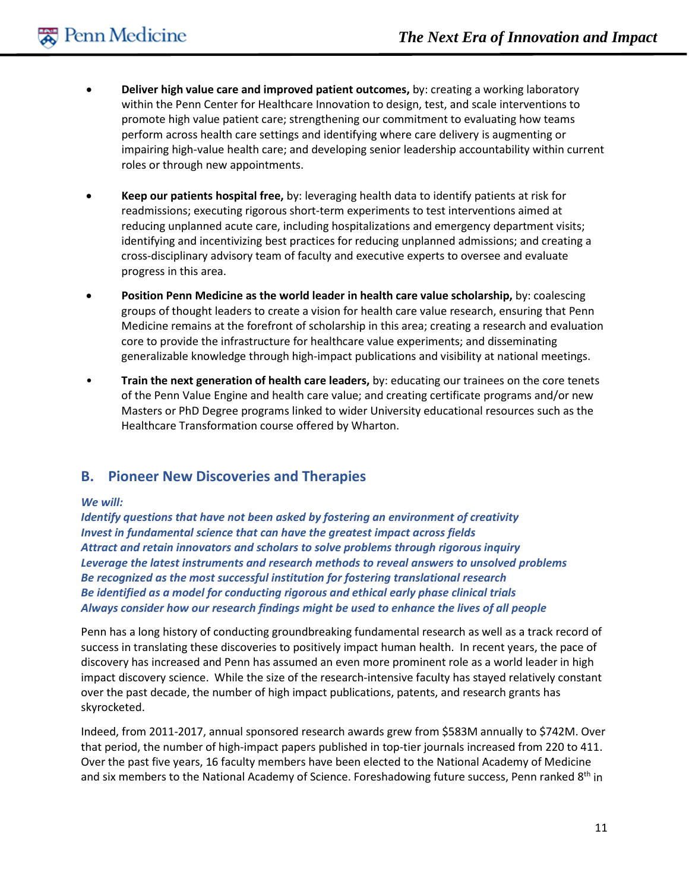- **Deliver high value care and improved patient outcomes,** by: creating a working laboratory within the Penn Center for Healthcare Innovation to design, test, and scale interventions to promote high value patient care; strengthening our commitment to evaluating how teams perform across health care settings and identifying where care delivery is augmenting or impairing high-value health care; and developing senior leadership accountability within current roles or through new appointments.
- **Keep our patients hospital free,** by: leveraging health data to identify patients at risk for readmissions; executing rigorous short-term experiments to test interventions aimed at reducing unplanned acute care, including hospitalizations and emergency department visits; identifying and incentivizing best practices for reducing unplanned admissions; and creating a cross-disciplinary advisory team of faculty and executive experts to oversee and evaluate progress in this area.
- **Position Penn Medicine as the world leader in health care value scholarship,** by: coalescing groups of thought leaders to create a vision for health care value research, ensuring that Penn Medicine remains at the forefront of scholarship in this area; creating a research and evaluation core to provide the infrastructure for healthcare value experiments; and disseminating generalizable knowledge through high-impact publications and visibility at national meetings.
- **Train the next generation of health care leaders,** by: educating our trainees on the core tenets of the Penn Value Engine and health care value; and creating certificate programs and/or new Masters or PhD Degree programs linked to wider University educational resources such as the Healthcare Transformation course offered by Wharton.

## B. Pioneer New Discoveries and Therapies

***We will:***
***Identify questions that have not been asked by fostering an environment of creativity***
***Invest in fundamental science that can have the greatest impact across fields***
***Attract and retain innovators and scholars to solve problems through rigorous inquiry***
***Leverage the latest instruments and research methods to reveal answers to unsolved problems***
***Be recognized as the most successful institution for fostering translational research***
***Be identified as a model for conducting rigorous and ethical early phase clinical trials***
***Always consider how our research findings might be used to enhance the lives of all people***

Penn has a long history of conducting groundbreaking fundamental research as well as a track record of success in translating these discoveries to positively impact human health. In recent years, the pace of discovery has increased and Penn has assumed an even more prominent role as a world leader in high impact discovery science. While the size of the research-intensive faculty has stayed relatively constant over the past decade, the number of high impact publications, patents, and research grants has skyrocketed.

Indeed, from 2011-2017, annual sponsored research awards grew from $583M annually to $742M. Over that period, the number of high-impact papers published in top-tier journals increased from 220 to 411. Over the past five years, 16 faculty members have been elected to the National Academy of Medicine and six members to the National Academy of Science. Foreshadowing future success, Penn ranked 8th in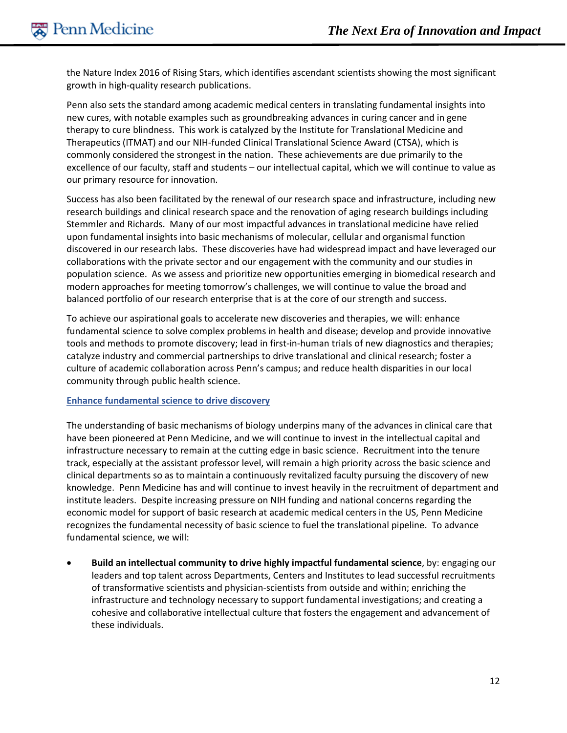the Nature Index 2016 of Rising Stars, which identifies ascendant scientists showing the most significant growth in high-quality research publications.

Penn also sets the standard among academic medical centers in translating fundamental insights into new cures, with notable examples such as groundbreaking advances in curing cancer and in gene therapy to cure blindness. This work is catalyzed by the Institute for Translational Medicine and Therapeutics (ITMAT) and our NIH-funded Clinical Translational Science Award (CTSA), which is commonly considered the strongest in the nation. These achievements are due primarily to the excellence of our faculty, staff and students – our intellectual capital, which we will continue to value as our primary resource for innovation.

Success has also been facilitated by the renewal of our research space and infrastructure, including new research buildings and clinical research space and the renovation of aging research buildings including Stemmler and Richards. Many of our most impactful advances in translational medicine have relied upon fundamental insights into basic mechanisms of molecular, cellular and organismal function discovered in our research labs. These discoveries have had widespread impact and have leveraged our collaborations with the private sector and our engagement with the community and our studies in population science. As we assess and prioritize new opportunities emerging in biomedical research and modern approaches for meeting tomorrow's challenges, we will continue to value the broad and balanced portfolio of our research enterprise that is at the core of our strength and success.

To achieve our aspirational goals to accelerate new discoveries and therapies, we will: enhance fundamental science to solve complex problems in health and disease; develop and provide innovative tools and methods to promote discovery; lead in first-in-human trials of new diagnostics and therapies; catalyze industry and commercial partnerships to drive translational and clinical research; foster a culture of academic collaboration across Penn's campus; and reduce health disparities in our local community through public health science.

### Enhance fundamental science to drive discovery

The understanding of basic mechanisms of biology underpins many of the advances in clinical care that have been pioneered at Penn Medicine, and we will continue to invest in the intellectual capital and infrastructure necessary to remain at the cutting edge in basic science. Recruitment into the tenure track, especially at the assistant professor level, will remain a high priority across the basic science and clinical departments so as to maintain a continuously revitalized faculty pursuing the discovery of new knowledge. Penn Medicine has and will continue to invest heavily in the recruitment of department and institute leaders. Despite increasing pressure on NIH funding and national concerns regarding the economic model for support of basic research at academic medical centers in the US, Penn Medicine recognizes the fundamental necessity of basic science to fuel the translational pipeline. To advance fundamental science, we will:

- **Build an intellectual community to drive highly impactful fundamental science**, by: engaging our leaders and top talent across Departments, Centers and Institutes to lead successful recruitments of transformative scientists and physician-scientists from outside and within; enriching the infrastructure and technology necessary to support fundamental investigations; and creating a cohesive and collaborative intellectual culture that fosters the engagement and advancement of these individuals.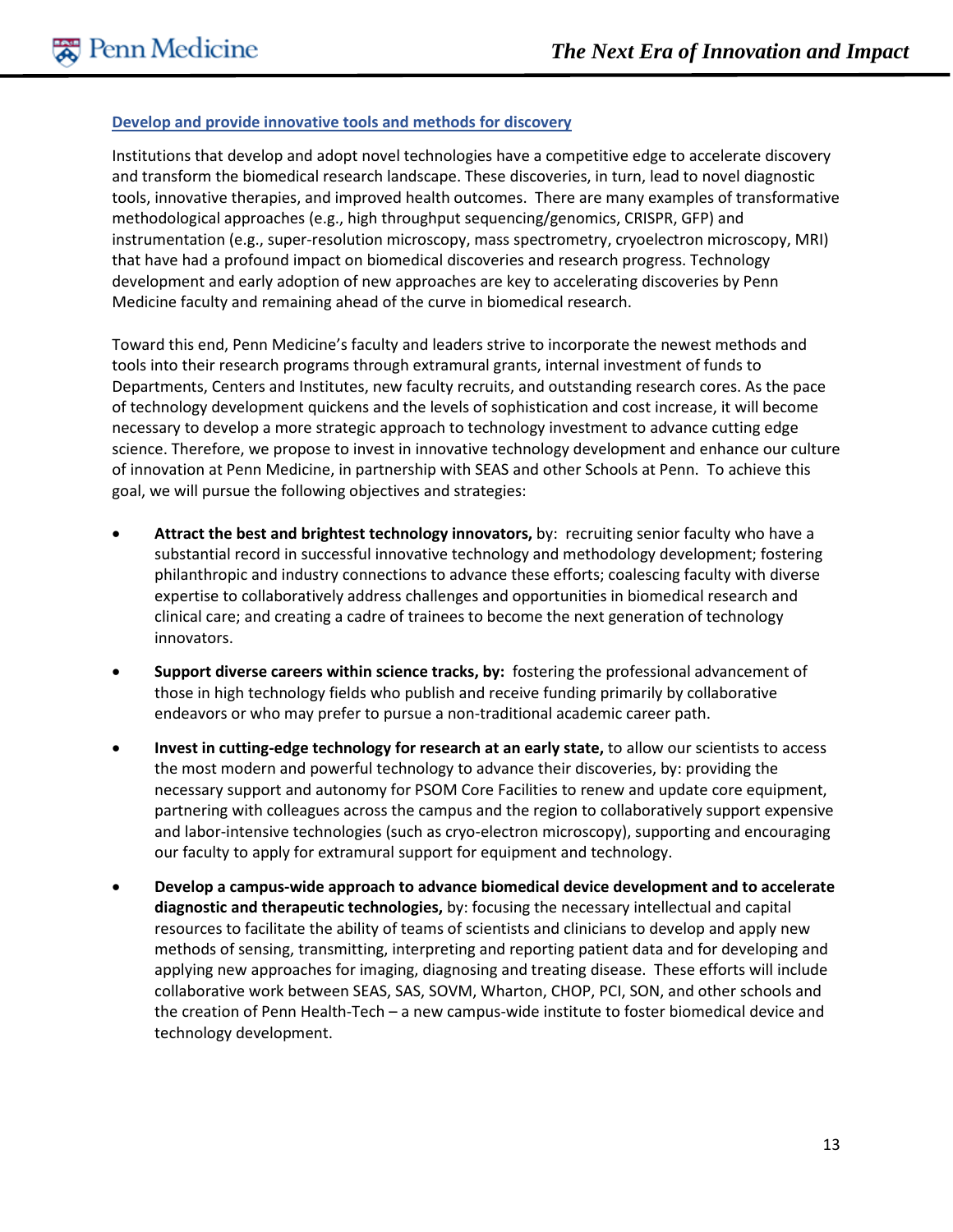## Develop and provide innovative tools and methods for discovery

Institutions that develop and adopt novel technologies have a competitive edge to accelerate discovery and transform the biomedical research landscape. These discoveries, in turn, lead to novel diagnostic tools, innovative therapies, and improved health outcomes. There are many examples of transformative methodological approaches (e.g., high throughput sequencing/genomics, CRISPR, GFP) and instrumentation (e.g., super-resolution microscopy, mass spectrometry, cryoelectron microscopy, MRI) that have had a profound impact on biomedical discoveries and research progress. Technology development and early adoption of new approaches are key to accelerating discoveries by Penn Medicine faculty and remaining ahead of the curve in biomedical research.

Toward this end, Penn Medicine's faculty and leaders strive to incorporate the newest methods and tools into their research programs through extramural grants, internal investment of funds to Departments, Centers and Institutes, new faculty recruits, and outstanding research cores. As the pace of technology development quickens and the levels of sophistication and cost increase, it will become necessary to develop a more strategic approach to technology investment to advance cutting edge science. Therefore, we propose to invest in innovative technology development and enhance our culture of innovation at Penn Medicine, in partnership with SEAS and other Schools at Penn. To achieve this goal, we will pursue the following objectives and strategies:

- **Attract the best and brightest technology innovators,** by: recruiting senior faculty who have a substantial record in successful innovative technology and methodology development; fostering philanthropic and industry connections to advance these efforts; coalescing faculty with diverse expertise to collaboratively address challenges and opportunities in biomedical research and clinical care; and creating a cadre of trainees to become the next generation of technology innovators.
- **Support diverse careers within science tracks, by:** fostering the professional advancement of those in high technology fields who publish and receive funding primarily by collaborative endeavors or who may prefer to pursue a non-traditional academic career path.
- **Invest in cutting-edge technology for research at an early state,** to allow our scientists to access the most modern and powerful technology to advance their discoveries, by: providing the necessary support and autonomy for PSOM Core Facilities to renew and update core equipment, partnering with colleagues across the campus and the region to collaboratively support expensive and labor-intensive technologies (such as cryo-electron microscopy), supporting and encouraging our faculty to apply for extramural support for equipment and technology.
- **Develop a campus-wide approach to advance biomedical device development and to accelerate diagnostic and therapeutic technologies,** by: focusing the necessary intellectual and capital resources to facilitate the ability of teams of scientists and clinicians to develop and apply new methods of sensing, transmitting, interpreting and reporting patient data and for developing and applying new approaches for imaging, diagnosing and treating disease. These efforts will include collaborative work between SEAS, SAS, SOVM, Wharton, CHOP, PCI, SON, and other schools and the creation of Penn Health-Tech – a new campus-wide institute to foster biomedical device and technology development.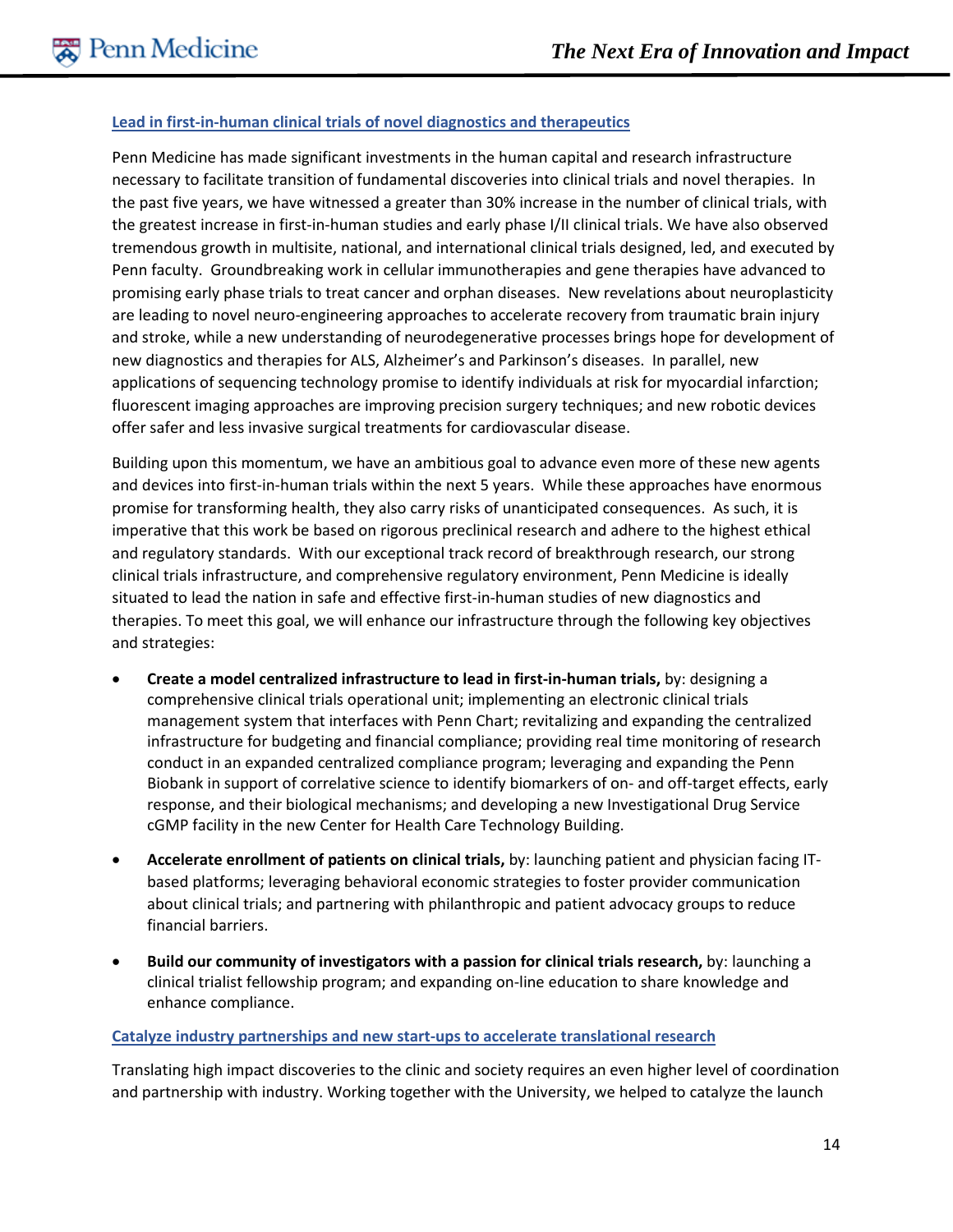## Lead in first-in-human clinical trials of novel diagnostics and therapeutics

Penn Medicine has made significant investments in the human capital and research infrastructure necessary to facilitate transition of fundamental discoveries into clinical trials and novel therapies. In the past five years, we have witnessed a greater than 30% increase in the number of clinical trials, with the greatest increase in first-in-human studies and early phase I/II clinical trials. We have also observed tremendous growth in multisite, national, and international clinical trials designed, led, and executed by Penn faculty. Groundbreaking work in cellular immunotherapies and gene therapies have advanced to promising early phase trials to treat cancer and orphan diseases. New revelations about neuroplasticity are leading to novel neuro-engineering approaches to accelerate recovery from traumatic brain injury and stroke, while a new understanding of neurodegenerative processes brings hope for development of new diagnostics and therapies for ALS, Alzheimer's and Parkinson's diseases. In parallel, new applications of sequencing technology promise to identify individuals at risk for myocardial infarction; fluorescent imaging approaches are improving precision surgery techniques; and new robotic devices offer safer and less invasive surgical treatments for cardiovascular disease.

Building upon this momentum, we have an ambitious goal to advance even more of these new agents and devices into first-in-human trials within the next 5 years. While these approaches have enormous promise for transforming health, they also carry risks of unanticipated consequences. As such, it is imperative that this work be based on rigorous preclinical research and adhere to the highest ethical and regulatory standards. With our exceptional track record of breakthrough research, our strong clinical trials infrastructure, and comprehensive regulatory environment, Penn Medicine is ideally situated to lead the nation in safe and effective first-in-human studies of new diagnostics and therapies. To meet this goal, we will enhance our infrastructure through the following key objectives and strategies:

- **Create a model centralized infrastructure to lead in first-in-human trials,** by: designing a comprehensive clinical trials operational unit; implementing an electronic clinical trials management system that interfaces with Penn Chart; revitalizing and expanding the centralized infrastructure for budgeting and financial compliance; providing real time monitoring of research conduct in an expanded centralized compliance program; leveraging and expanding the Penn Biobank in support of correlative science to identify biomarkers of on- and off-target effects, early response, and their biological mechanisms; and developing a new Investigational Drug Service cGMP facility in the new Center for Health Care Technology Building.
- **Accelerate enrollment of patients on clinical trials,** by: launching patient and physician facing IT-based platforms; leveraging behavioral economic strategies to foster provider communication about clinical trials; and partnering with philanthropic and patient advocacy groups to reduce financial barriers.
- **Build our community of investigators with a passion for clinical trials research,** by: launching a clinical trialist fellowship program; and expanding on-line education to share knowledge and enhance compliance.

## Catalyze industry partnerships and new start-ups to accelerate translational research

Translating high impact discoveries to the clinic and society requires an even higher level of coordination and partnership with industry. Working together with the University, we helped to catalyze the launch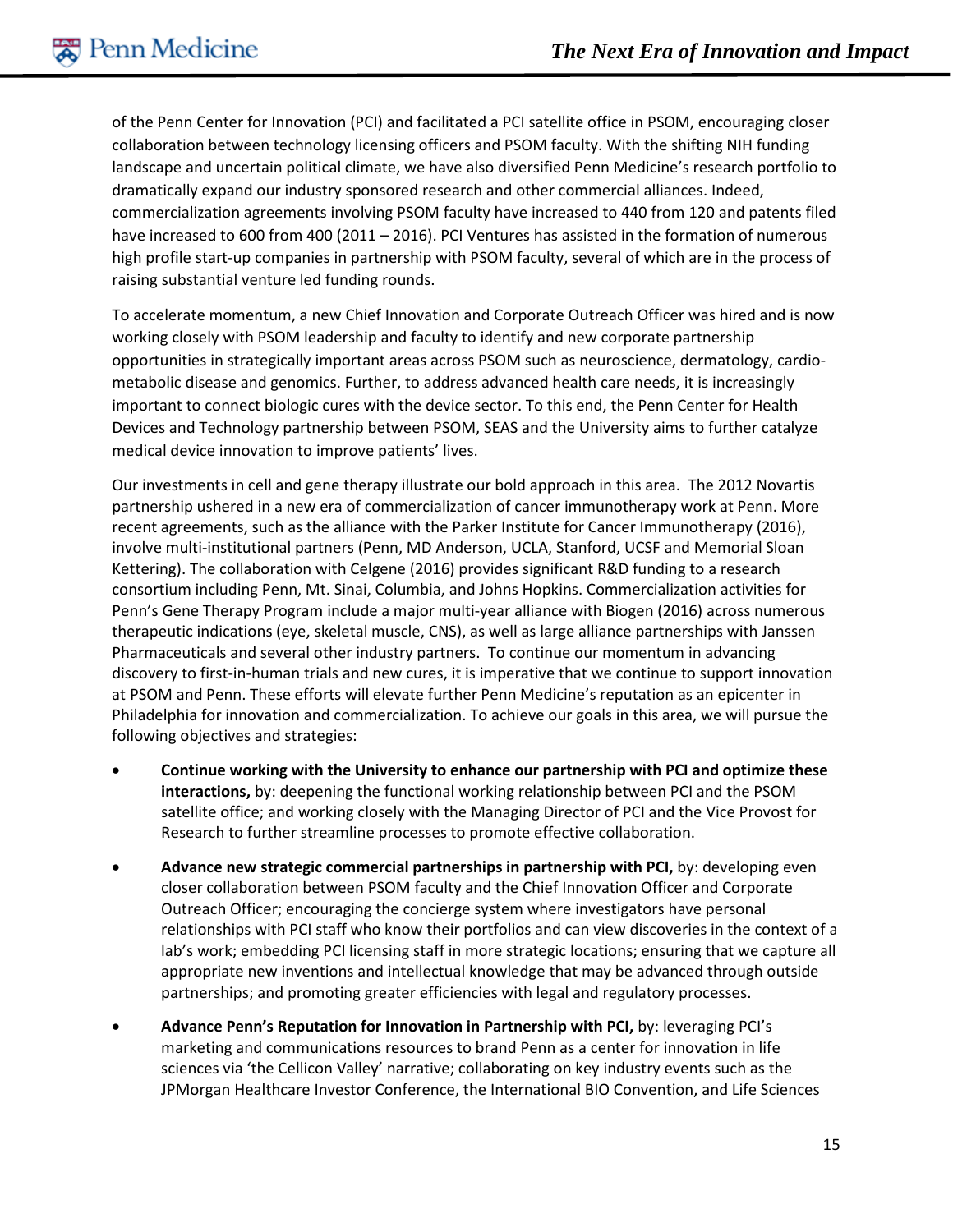of the Penn Center for Innovation (PCI) and facilitated a PCI satellite office in PSOM, encouraging closer collaboration between technology licensing officers and PSOM faculty. With the shifting NIH funding landscape and uncertain political climate, we have also diversified Penn Medicine's research portfolio to dramatically expand our industry sponsored research and other commercial alliances. Indeed, commercialization agreements involving PSOM faculty have increased to 440 from 120 and patents filed have increased to 600 from 400 (2011 – 2016). PCI Ventures has assisted in the formation of numerous high profile start-up companies in partnership with PSOM faculty, several of which are in the process of raising substantial venture led funding rounds.

To accelerate momentum, a new Chief Innovation and Corporate Outreach Officer was hired and is now working closely with PSOM leadership and faculty to identify and new corporate partnership opportunities in strategically important areas across PSOM such as neuroscience, dermatology, cardio-metabolic disease and genomics. Further, to address advanced health care needs, it is increasingly important to connect biologic cures with the device sector. To this end, the Penn Center for Health Devices and Technology partnership between PSOM, SEAS and the University aims to further catalyze medical device innovation to improve patients' lives.

Our investments in cell and gene therapy illustrate our bold approach in this area. The 2012 Novartis partnership ushered in a new era of commercialization of cancer immunotherapy work at Penn. More recent agreements, such as the alliance with the Parker Institute for Cancer Immunotherapy (2016), involve multi-institutional partners (Penn, MD Anderson, UCLA, Stanford, UCSF and Memorial Sloan Kettering). The collaboration with Celgene (2016) provides significant R&D funding to a research consortium including Penn, Mt. Sinai, Columbia, and Johns Hopkins. Commercialization activities for Penn's Gene Therapy Program include a major multi-year alliance with Biogen (2016) across numerous therapeutic indications (eye, skeletal muscle, CNS), as well as large alliance partnerships with Janssen Pharmaceuticals and several other industry partners. To continue our momentum in advancing discovery to first-in-human trials and new cures, it is imperative that we continue to support innovation at PSOM and Penn. These efforts will elevate further Penn Medicine's reputation as an epicenter in Philadelphia for innovation and commercialization. To achieve our goals in this area, we will pursue the following objectives and strategies:

- **Continue working with the University to enhance our partnership with PCI and optimize these interactions,** by: deepening the functional working relationship between PCI and the PSOM satellite office; and working closely with the Managing Director of PCI and the Vice Provost for Research to further streamline processes to promote effective collaboration.
- **Advance new strategic commercial partnerships in partnership with PCI,** by: developing even closer collaboration between PSOM faculty and the Chief Innovation Officer and Corporate Outreach Officer; encouraging the concierge system where investigators have personal relationships with PCI staff who know their portfolios and can view discoveries in the context of a lab's work; embedding PCI licensing staff in more strategic locations; ensuring that we capture all appropriate new inventions and intellectual knowledge that may be advanced through outside partnerships; and promoting greater efficiencies with legal and regulatory processes.
- **Advance Penn's Reputation for Innovation in Partnership with PCI,** by: leveraging PCI's marketing and communications resources to brand Penn as a center for innovation in life sciences via 'the Cellicon Valley' narrative; collaborating on key industry events such as the JPMorgan Healthcare Investor Conference, the International BIO Convention, and Life Sciences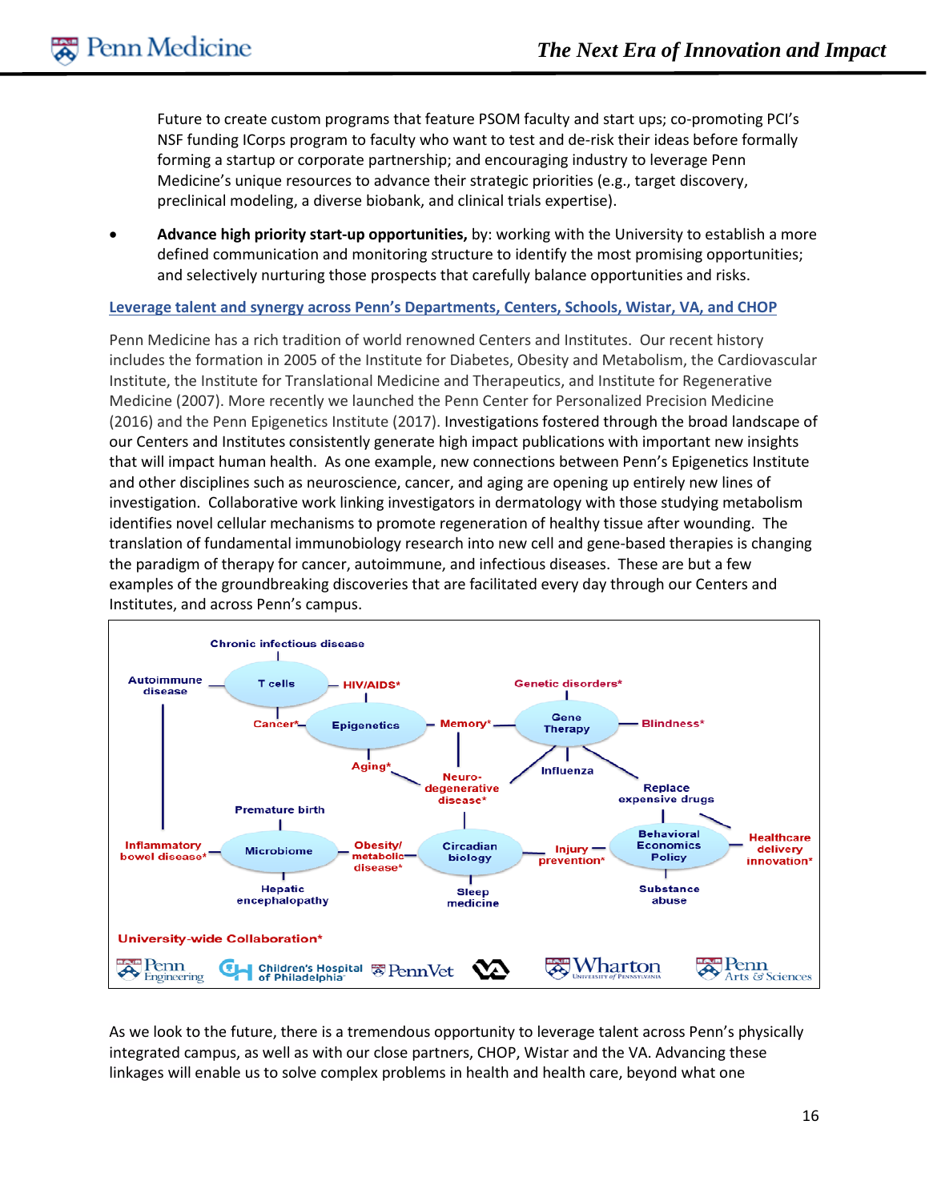Future to create custom programs that feature PSOM faculty and start ups; co-promoting PCI's NSF funding ICorps program to faculty who want to test and de-risk their ideas before formally forming a startup or corporate partnership; and encouraging industry to leverage Penn Medicine's unique resources to advance their strategic priorities (e.g., target discovery, preclinical modeling, a diverse biobank, and clinical trials expertise).

- **Advance high priority start-up opportunities,** by: working with the University to establish a more defined communication and monitoring structure to identify the most promising opportunities; and selectively nurturing those prospects that carefully balance opportunities and risks.

### Leverage talent and synergy across Penn's Departments, Centers, Schools, Wistar, VA, and CHOP

Penn Medicine has a rich tradition of world renowned Centers and Institutes. Our recent history includes the formation in 2005 of the Institute for Diabetes, Obesity and Metabolism, the Cardiovascular Institute, the Institute for Translational Medicine and Therapeutics, and Institute for Regenerative Medicine (2007). More recently we launched the Penn Center for Personalized Precision Medicine (2016) and the Penn Epigenetics Institute (2017). Investigations fostered through the broad landscape of our Centers and Institutes consistently generate high impact publications with important new insights that will impact human health. As one example, new connections between Penn's Epigenetics Institute and other disciplines such as neuroscience, cancer, and aging are opening up entirely new lines of investigation. Collaborative work linking investigators in dermatology with those studying metabolism identifies novel cellular mechanisms to promote regeneration of healthy tissue after wounding. The translation of fundamental immunobiology research into new cell and gene-based therapies is changing the paradigm of therapy for cancer, autoimmune, and infectious diseases. These are but a few examples of the groundbreaking discoveries that are facilitated every day through our Centers and Institutes, and across Penn's campus.

As we look to the future, there is a tremendous opportunity to leverage talent across Penn's physically integrated campus, as well as with our close partners, CHOP, Wistar and the VA. Advancing these linkages will enable us to solve complex problems in health and health care, beyond what one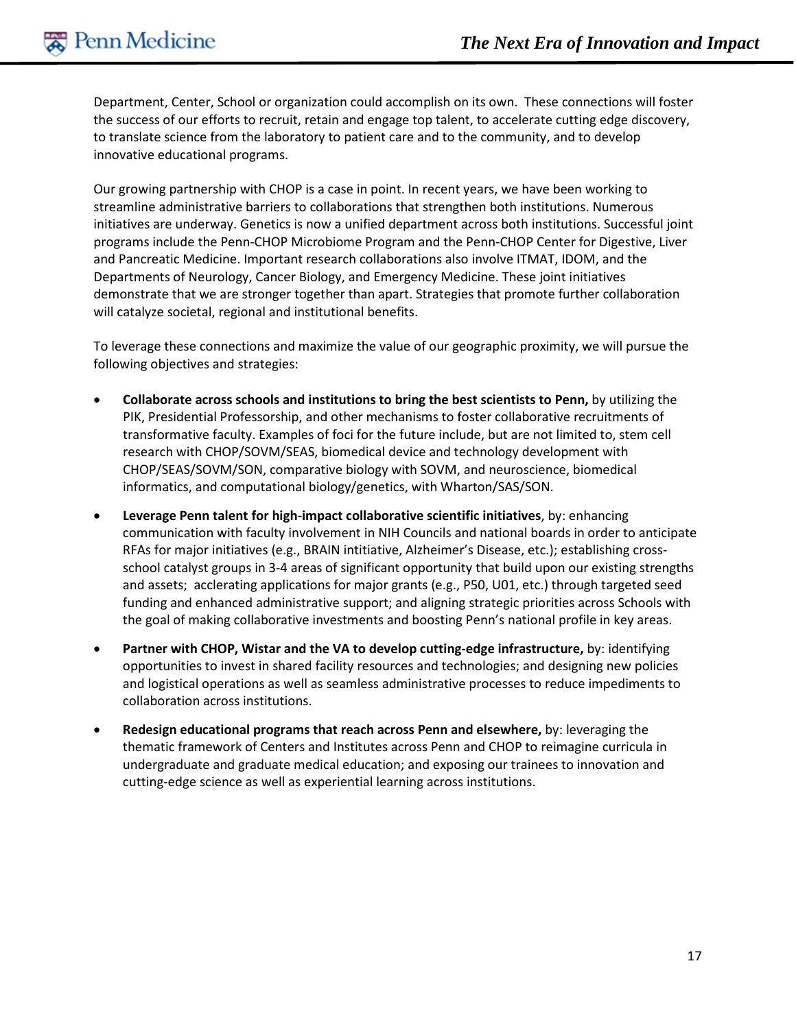Department, Center, School or organization could accomplish on its own. These connections will foster the success of our efforts to recruit, retain and engage top talent, to accelerate cutting edge discovery, to translate science from the laboratory to patient care and to the community, and to develop innovative educational programs.

Our growing partnership with CHOP is a case in point. In recent years, we have been working to streamline administrative barriers to collaborations that strengthen both institutions. Numerous initiatives are underway. Genetics is now a unified department across both institutions. Successful joint programs include the Penn-CHOP Microbiome Program and the Penn-CHOP Center for Digestive, Liver and Pancreatic Medicine. Important research collaborations also involve ITMAT, IDOM, and the Departments of Neurology, Cancer Biology, and Emergency Medicine. These joint initiatives demonstrate that we are stronger together than apart. Strategies that promote further collaboration will catalyze societal, regional and institutional benefits.

To leverage these connections and maximize the value of our geographic proximity, we will pursue the following objectives and strategies:

- **Collaborate across schools and institutions to bring the best scientists to Penn,** by utilizing the PIK, Presidential Professorship, and other mechanisms to foster collaborative recruitments of transformative faculty. Examples of foci for the future include, but are not limited to, stem cell research with CHOP/SOVM/SEAS, biomedical device and technology development with CHOP/SEAS/SOVM/SON, comparative biology with SOVM, and neuroscience, biomedical informatics, and computational biology/genetics, with Wharton/SAS/SON.
- **Leverage Penn talent for high-impact collaborative scientific initiatives**, by: enhancing communication with faculty involvement in NIH Councils and national boards in order to anticipate RFAs for major initiatives (e.g., BRAIN intitiative, Alzheimer's Disease, etc.); establishing cross-school catalyst groups in 3-4 areas of significant opportunity that build upon our existing strengths and assets; acclerating applications for major grants (e.g., P50, U01, etc.) through targeted seed funding and enhanced administrative support; and aligning strategic priorities across Schools with the goal of making collaborative investments and boosting Penn's national profile in key areas.
- **Partner with CHOP, Wistar and the VA to develop cutting-edge infrastructure,** by: identifying opportunities to invest in shared facility resources and technologies; and designing new policies and logistical operations as well as seamless administrative processes to reduce impediments to collaboration across institutions.
- **Redesign educational programs that reach across Penn and elsewhere,** by: leveraging the thematic framework of Centers and Institutes across Penn and CHOP to reimagine curricula in undergraduate and graduate medical education; and exposing our trainees to innovation and cutting-edge science as well as experiential learning across institutions.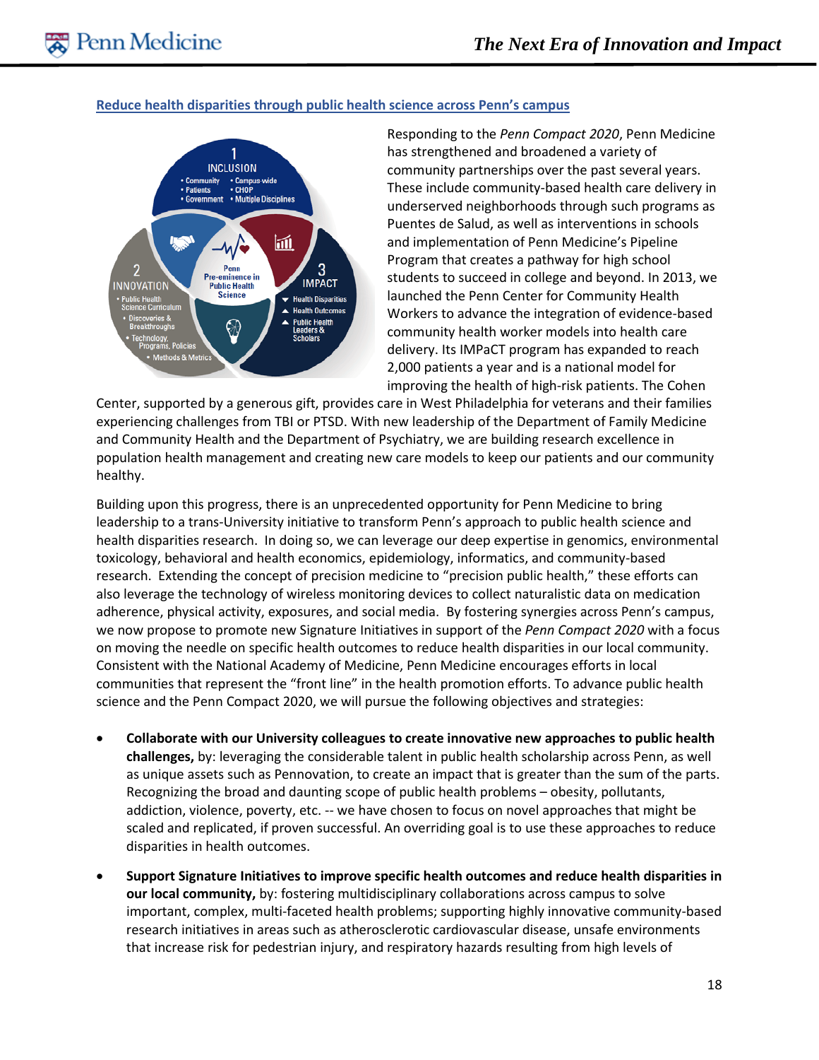## Reduce health disparities through public health science across Penn's campus

Responding to the *Penn Compact 2020*, Penn Medicine has strengthened and broadened a variety of community partnerships over the past several years. These include community-based health care delivery in underserved neighborhoods through such programs as Puentes de Salud, as well as interventions in schools and implementation of Penn Medicine's Pipeline Program that creates a pathway for high school students to succeed in college and beyond. In 2013, we launched the Penn Center for Community Health Workers to advance the integration of evidence-based community health worker models into health care delivery. Its IMPaCT program has expanded to reach 2,000 patients a year and is a national model for improving the health of high-risk patients. The Cohen Center, supported by a generous gift, provides care in West Philadelphia for veterans and their families experiencing challenges from TBI or PTSD. With new leadership of the Department of Family Medicine and Community Health and the Department of Psychiatry, we are building research excellence in population health management and creating new care models to keep our patients and our community healthy.

Building upon this progress, there is an unprecedented opportunity for Penn Medicine to bring leadership to a trans-University initiative to transform Penn's approach to public health science and health disparities research. In doing so, we can leverage our deep expertise in genomics, environmental toxicology, behavioral and health economics, epidemiology, informatics, and community-based research. Extending the concept of precision medicine to "precision public health," these efforts can also leverage the technology of wireless monitoring devices to collect naturalistic data on medication adherence, physical activity, exposures, and social media. By fostering synergies across Penn's campus, we now propose to promote new Signature Initiatives in support of the *Penn Compact 2020* with a focus on moving the needle on specific health outcomes to reduce health disparities in our local community. Consistent with the National Academy of Medicine, Penn Medicine encourages efforts in local communities that represent the "front line" in the health promotion efforts. To advance public health science and the Penn Compact 2020, we will pursue the following objectives and strategies:

- **Collaborate with our University colleagues to create innovative new approaches to public health challenges,** by: leveraging the considerable talent in public health scholarship across Penn, as well as unique assets such as Pennovation, to create an impact that is greater than the sum of the parts. Recognizing the broad and daunting scope of public health problems – obesity, pollutants, addiction, violence, poverty, etc. -- we have chosen to focus on novel approaches that might be scaled and replicated, if proven successful. An overriding goal is to use these approaches to reduce disparities in health outcomes.
- **Support Signature Initiatives to improve specific health outcomes and reduce health disparities in our local community,** by: fostering multidisciplinary collaborations across campus to solve important, complex, multi-faceted health problems; supporting highly innovative community-based research initiatives in areas such as atherosclerotic cardiovascular disease, unsafe environments that increase risk for pedestrian injury, and respiratory hazards resulting from high levels of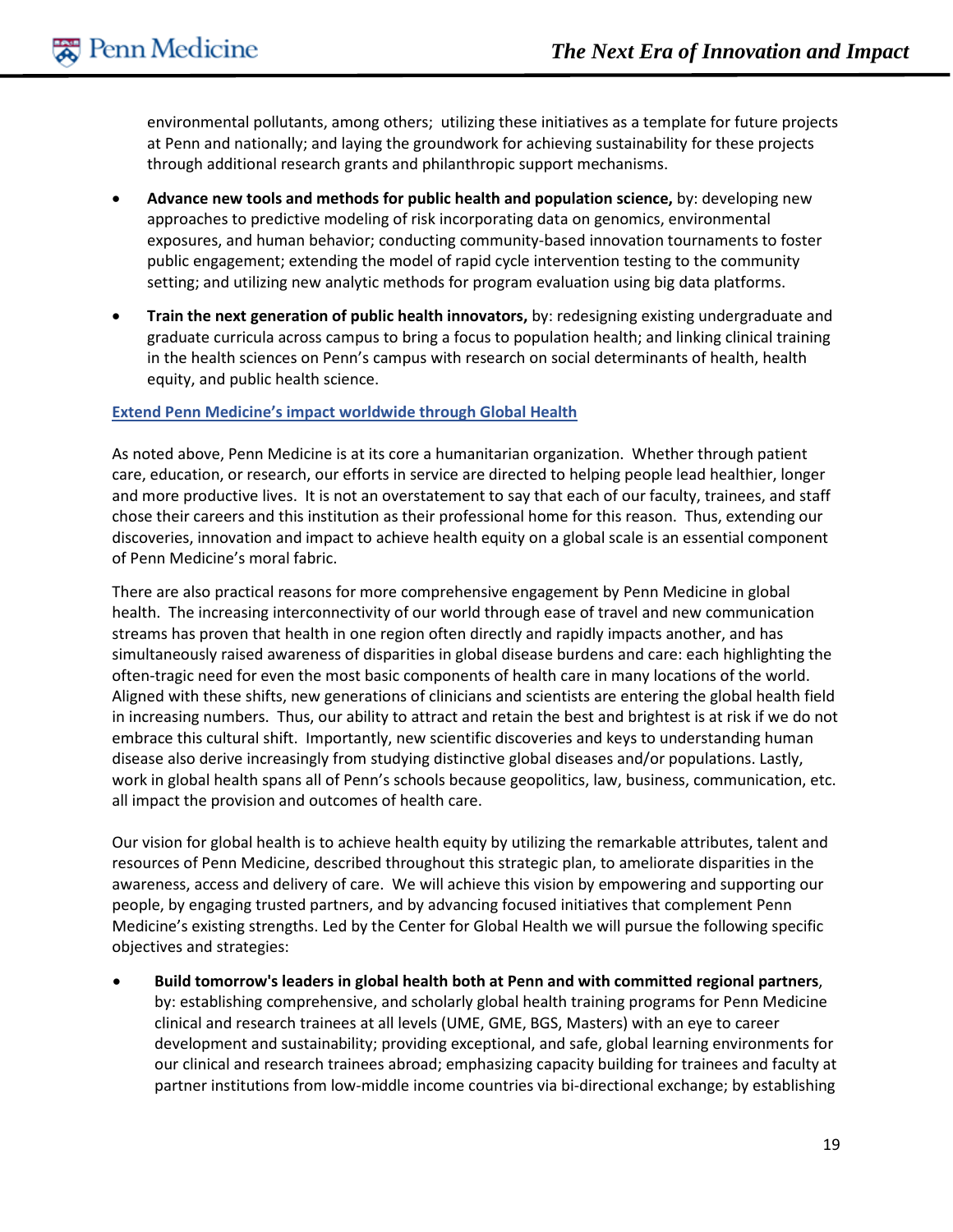environmental pollutants, among others; utilizing these initiatives as a template for future projects at Penn and nationally; and laying the groundwork for achieving sustainability for these projects through additional research grants and philanthropic support mechanisms.

- **Advance new tools and methods for public health and population science,** by: developing new approaches to predictive modeling of risk incorporating data on genomics, environmental exposures, and human behavior; conducting community-based innovation tournaments to foster public engagement; extending the model of rapid cycle intervention testing to the community setting; and utilizing new analytic methods for program evaluation using big data platforms.
- **Train the next generation of public health innovators,** by: redesigning existing undergraduate and graduate curricula across campus to bring a focus to population health; and linking clinical training in the health sciences on Penn's campus with research on social determinants of health, health equity, and public health science.

### Extend Penn Medicine's impact worldwide through Global Health

As noted above, Penn Medicine is at its core a humanitarian organization. Whether through patient care, education, or research, our efforts in service are directed to helping people lead healthier, longer and more productive lives. It is not an overstatement to say that each of our faculty, trainees, and staff chose their careers and this institution as their professional home for this reason. Thus, extending our discoveries, innovation and impact to achieve health equity on a global scale is an essential component of Penn Medicine's moral fabric.

There are also practical reasons for more comprehensive engagement by Penn Medicine in global health. The increasing interconnectivity of our world through ease of travel and new communication streams has proven that health in one region often directly and rapidly impacts another, and has simultaneously raised awareness of disparities in global disease burdens and care: each highlighting the often-tragic need for even the most basic components of health care in many locations of the world. Aligned with these shifts, new generations of clinicians and scientists are entering the global health field in increasing numbers. Thus, our ability to attract and retain the best and brightest is at risk if we do not embrace this cultural shift. Importantly, new scientific discoveries and keys to understanding human disease also derive increasingly from studying distinctive global diseases and/or populations. Lastly, work in global health spans all of Penn's schools because geopolitics, law, business, communication, etc. all impact the provision and outcomes of health care.

Our vision for global health is to achieve health equity by utilizing the remarkable attributes, talent and resources of Penn Medicine, described throughout this strategic plan, to ameliorate disparities in the awareness, access and delivery of care. We will achieve this vision by empowering and supporting our people, by engaging trusted partners, and by advancing focused initiatives that complement Penn Medicine's existing strengths. Led by the Center for Global Health we will pursue the following specific objectives and strategies:

- **Build tomorrow's leaders in global health both at Penn and with committed regional partners**, by: establishing comprehensive, and scholarly global health training programs for Penn Medicine clinical and research trainees at all levels (UME, GME, BGS, Masters) with an eye to career development and sustainability; providing exceptional, and safe, global learning environments for our clinical and research trainees abroad; emphasizing capacity building for trainees and faculty at partner institutions from low-middle income countries via bi-directional exchange; by establishing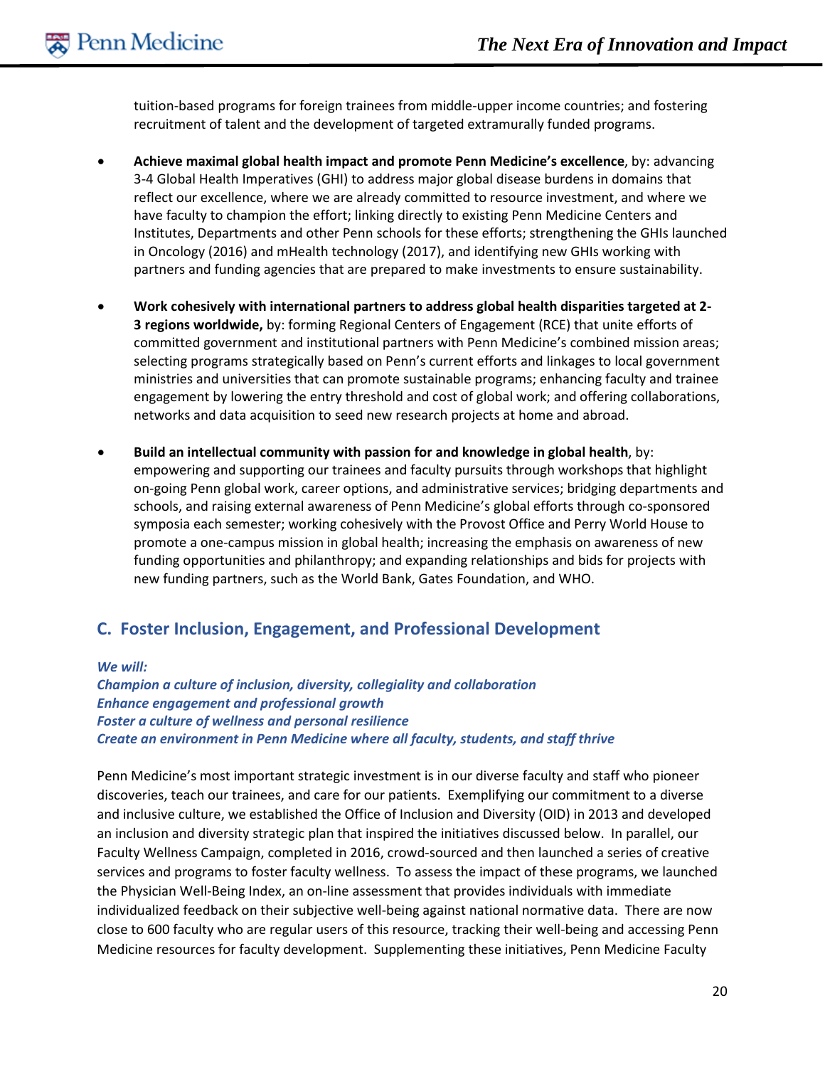tuition-based programs for foreign trainees from middle-upper income countries; and fostering recruitment of talent and the development of targeted extramurally funded programs.

- **Achieve maximal global health impact and promote Penn Medicine's excellence**, by: advancing 3-4 Global Health Imperatives (GHI) to address major global disease burdens in domains that reflect our excellence, where we are already committed to resource investment, and where we have faculty to champion the effort; linking directly to existing Penn Medicine Centers and Institutes, Departments and other Penn schools for these efforts; strengthening the GHIs launched in Oncology (2016) and mHealth technology (2017), and identifying new GHIs working with partners and funding agencies that are prepared to make investments to ensure sustainability.

- **Work cohesively with international partners to address global health disparities targeted at 2-3 regions worldwide,** by: forming Regional Centers of Engagement (RCE) that unite efforts of committed government and institutional partners with Penn Medicine's combined mission areas; selecting programs strategically based on Penn's current efforts and linkages to local government ministries and universities that can promote sustainable programs; enhancing faculty and trainee engagement by lowering the entry threshold and cost of global work; and offering collaborations, networks and data acquisition to seed new research projects at home and abroad.

- **Build an intellectual community with passion for and knowledge in global health**, by: empowering and supporting our trainees and faculty pursuits through workshops that highlight on-going Penn global work, career options, and administrative services; bridging departments and schools, and raising external awareness of Penn Medicine's global efforts through co-sponsored symposia each semester; working cohesively with the Provost Office and Perry World House to promote a one-campus mission in global health; increasing the emphasis on awareness of new funding opportunities and philanthropy; and expanding relationships and bids for projects with new funding partners, such as the World Bank, Gates Foundation, and WHO.

## C. Foster Inclusion, Engagement, and Professional Development

***We will:***
***Champion a culture of inclusion, diversity, collegiality and collaboration***
***Enhance engagement and professional growth***
***Foster a culture of wellness and personal resilience***
***Create an environment in Penn Medicine where all faculty, students, and staff thrive***

Penn Medicine's most important strategic investment is in our diverse faculty and staff who pioneer discoveries, teach our trainees, and care for our patients. Exemplifying our commitment to a diverse and inclusive culture, we established the Office of Inclusion and Diversity (OID) in 2013 and developed an inclusion and diversity strategic plan that inspired the initiatives discussed below. In parallel, our Faculty Wellness Campaign, completed in 2016, crowd-sourced and then launched a series of creative services and programs to foster faculty wellness. To assess the impact of these programs, we launched the Physician Well-Being Index, an on-line assessment that provides individuals with immediate individualized feedback on their subjective well-being against national normative data. There are now close to 600 faculty who are regular users of this resource, tracking their well-being and accessing Penn Medicine resources for faculty development. Supplementing these initiatives, Penn Medicine Faculty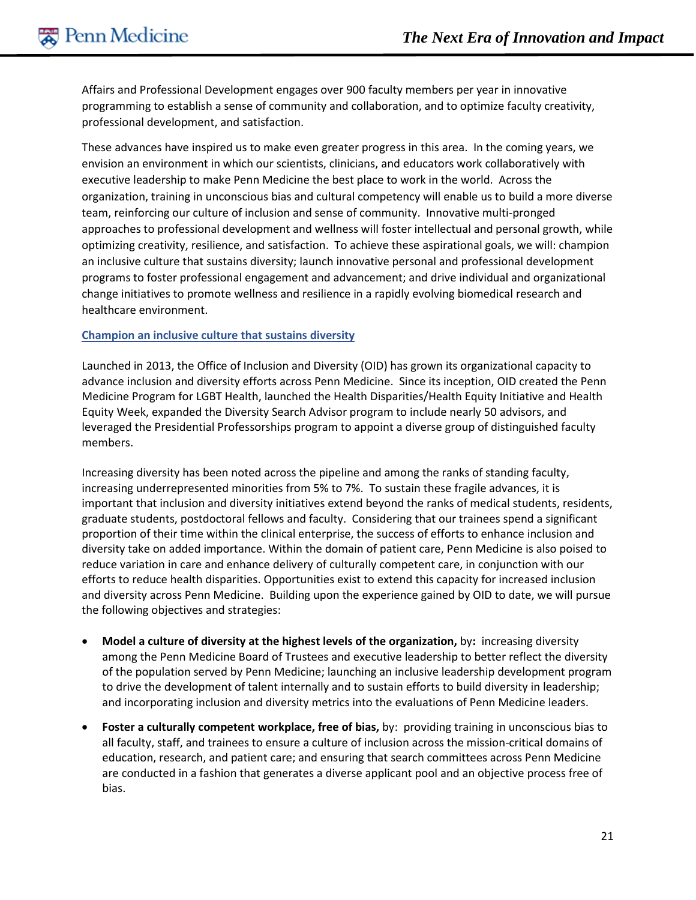Affairs and Professional Development engages over 900 faculty members per year in innovative programming to establish a sense of community and collaboration, and to optimize faculty creativity, professional development, and satisfaction.

These advances have inspired us to make even greater progress in this area. In the coming years, we envision an environment in which our scientists, clinicians, and educators work collaboratively with executive leadership to make Penn Medicine the best place to work in the world. Across the organization, training in unconscious bias and cultural competency will enable us to build a more diverse team, reinforcing our culture of inclusion and sense of community. Innovative multi-pronged approaches to professional development and wellness will foster intellectual and personal growth, while optimizing creativity, resilience, and satisfaction. To achieve these aspirational goals, we will: champion an inclusive culture that sustains diversity; launch innovative personal and professional development programs to foster professional engagement and advancement; and drive individual and organizational change initiatives to promote wellness and resilience in a rapidly evolving biomedical research and healthcare environment.

### Champion an inclusive culture that sustains diversity

Launched in 2013, the Office of Inclusion and Diversity (OID) has grown its organizational capacity to advance inclusion and diversity efforts across Penn Medicine. Since its inception, OID created the Penn Medicine Program for LGBT Health, launched the Health Disparities/Health Equity Initiative and Health Equity Week, expanded the Diversity Search Advisor program to include nearly 50 advisors, and leveraged the Presidential Professorships program to appoint a diverse group of distinguished faculty members.

Increasing diversity has been noted across the pipeline and among the ranks of standing faculty, increasing underrepresented minorities from 5% to 7%. To sustain these fragile advances, it is important that inclusion and diversity initiatives extend beyond the ranks of medical students, residents, graduate students, postdoctoral fellows and faculty. Considering that our trainees spend a significant proportion of their time within the clinical enterprise, the success of efforts to enhance inclusion and diversity take on added importance. Within the domain of patient care, Penn Medicine is also poised to reduce variation in care and enhance delivery of culturally competent care, in conjunction with our efforts to reduce health disparities. Opportunities exist to extend this capacity for increased inclusion and diversity across Penn Medicine. Building upon the experience gained by OID to date, we will pursue the following objectives and strategies:

- **Model a culture of diversity at the highest levels of the organization,** by**:** increasing diversity among the Penn Medicine Board of Trustees and executive leadership to better reflect the diversity of the population served by Penn Medicine; launching an inclusive leadership development program to drive the development of talent internally and to sustain efforts to build diversity in leadership; and incorporating inclusion and diversity metrics into the evaluations of Penn Medicine leaders.
- **Foster a culturally competent workplace, free of bias,** by: providing training in unconscious bias to all faculty, staff, and trainees to ensure a culture of inclusion across the mission-critical domains of education, research, and patient care; and ensuring that search committees across Penn Medicine are conducted in a fashion that generates a diverse applicant pool and an objective process free of bias.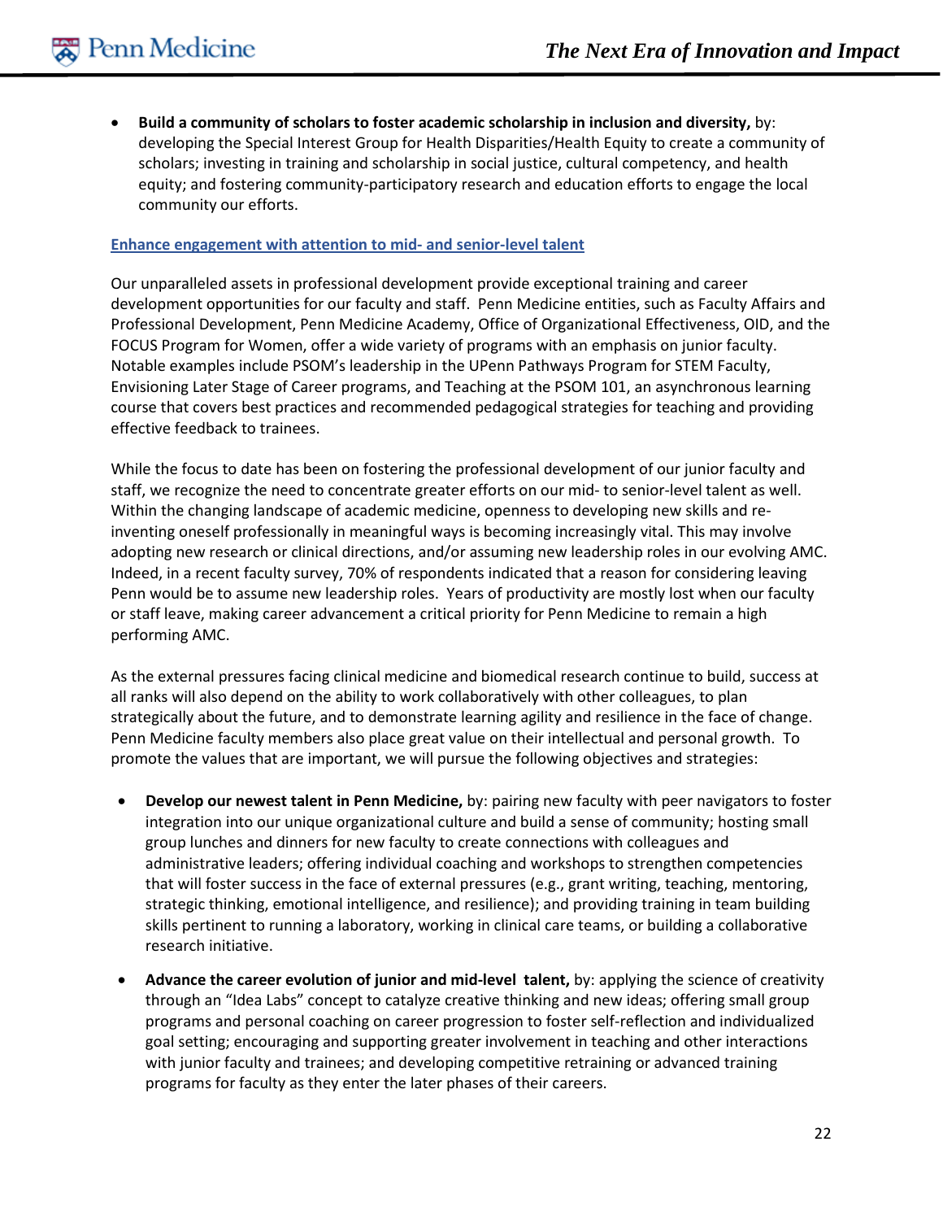- **Build a community of scholars to foster academic scholarship in inclusion and diversity,** by: developing the Special Interest Group for Health Disparities/Health Equity to create a community of scholars; investing in training and scholarship in social justice, cultural competency, and health equity; and fostering community-participatory research and education efforts to engage the local community our efforts.

### Enhance engagement with attention to mid- and senior-level talent

Our unparalleled assets in professional development provide exceptional training and career development opportunities for our faculty and staff. Penn Medicine entities, such as Faculty Affairs and Professional Development, Penn Medicine Academy, Office of Organizational Effectiveness, OID, and the FOCUS Program for Women, offer a wide variety of programs with an emphasis on junior faculty. Notable examples include PSOM's leadership in the UPenn Pathways Program for STEM Faculty, Envisioning Later Stage of Career programs, and Teaching at the PSOM 101, an asynchronous learning course that covers best practices and recommended pedagogical strategies for teaching and providing effective feedback to trainees.

While the focus to date has been on fostering the professional development of our junior faculty and staff, we recognize the need to concentrate greater efforts on our mid- to senior-level talent as well. Within the changing landscape of academic medicine, openness to developing new skills and re-inventing oneself professionally in meaningful ways is becoming increasingly vital. This may involve adopting new research or clinical directions, and/or assuming new leadership roles in our evolving AMC. Indeed, in a recent faculty survey, 70% of respondents indicated that a reason for considering leaving Penn would be to assume new leadership roles. Years of productivity are mostly lost when our faculty or staff leave, making career advancement a critical priority for Penn Medicine to remain a high performing AMC.

As the external pressures facing clinical medicine and biomedical research continue to build, success at all ranks will also depend on the ability to work collaboratively with other colleagues, to plan strategically about the future, and to demonstrate learning agility and resilience in the face of change. Penn Medicine faculty members also place great value on their intellectual and personal growth. To promote the values that are important, we will pursue the following objectives and strategies:

- **Develop our newest talent in Penn Medicine,** by: pairing new faculty with peer navigators to foster integration into our unique organizational culture and build a sense of community; hosting small group lunches and dinners for new faculty to create connections with colleagues and administrative leaders; offering individual coaching and workshops to strengthen competencies that will foster success in the face of external pressures (e.g., grant writing, teaching, mentoring, strategic thinking, emotional intelligence, and resilience); and providing training in team building skills pertinent to running a laboratory, working in clinical care teams, or building a collaborative research initiative.
- **Advance the career evolution of junior and mid-level talent,** by: applying the science of creativity through an "Idea Labs" concept to catalyze creative thinking and new ideas; offering small group programs and personal coaching on career progression to foster self-reflection and individualized goal setting; encouraging and supporting greater involvement in teaching and other interactions with junior faculty and trainees; and developing competitive retraining or advanced training programs for faculty as they enter the later phases of their careers.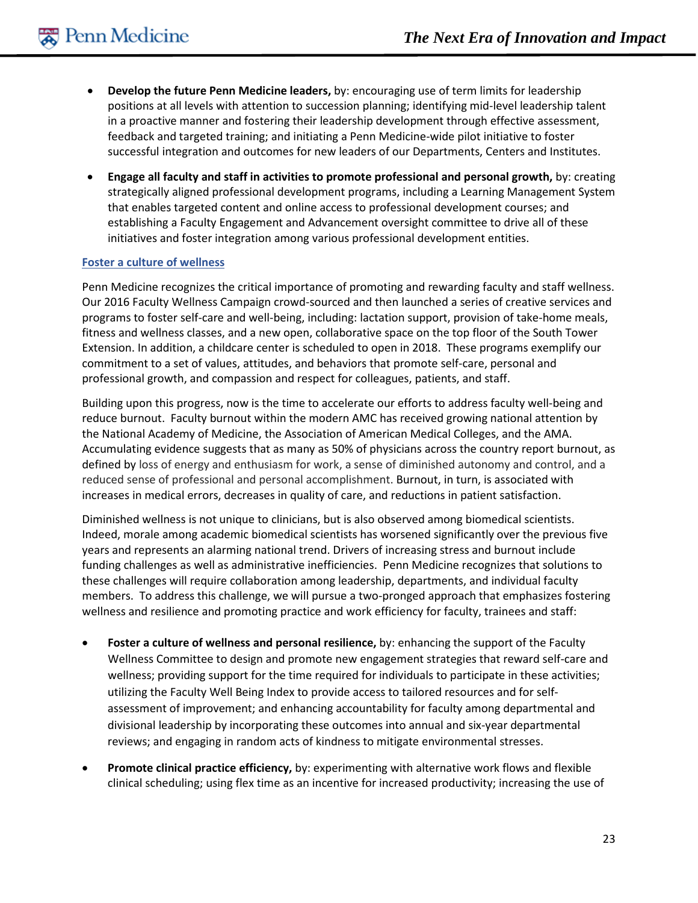- **Develop the future Penn Medicine leaders,** by: encouraging use of term limits for leadership positions at all levels with attention to succession planning; identifying mid-level leadership talent in a proactive manner and fostering their leadership development through effective assessment, feedback and targeted training; and initiating a Penn Medicine-wide pilot initiative to foster successful integration and outcomes for new leaders of our Departments, Centers and Institutes.

- **Engage all faculty and staff in activities to promote professional and personal growth,** by: creating strategically aligned professional development programs, including a Learning Management System that enables targeted content and online access to professional development courses; and establishing a Faculty Engagement and Advancement oversight committee to drive all of these initiatives and foster integration among various professional development entities.

### Foster a culture of wellness

Penn Medicine recognizes the critical importance of promoting and rewarding faculty and staff wellness. Our 2016 Faculty Wellness Campaign crowd-sourced and then launched a series of creative services and programs to foster self-care and well-being, including: lactation support, provision of take-home meals, fitness and wellness classes, and a new open, collaborative space on the top floor of the South Tower Extension. In addition, a childcare center is scheduled to open in 2018. These programs exemplify our commitment to a set of values, attitudes, and behaviors that promote self-care, personal and professional growth, and compassion and respect for colleagues, patients, and staff.

Building upon this progress, now is the time to accelerate our efforts to address faculty well-being and reduce burnout. Faculty burnout within the modern AMC has received growing national attention by the National Academy of Medicine, the Association of American Medical Colleges, and the AMA. Accumulating evidence suggests that as many as 50% of physicians across the country report burnout, as defined by loss of energy and enthusiasm for work, a sense of diminished autonomy and control, and a reduced sense of professional and personal accomplishment. Burnout, in turn, is associated with increases in medical errors, decreases in quality of care, and reductions in patient satisfaction.

Diminished wellness is not unique to clinicians, but is also observed among biomedical scientists. Indeed, morale among academic biomedical scientists has worsened significantly over the previous five years and represents an alarming national trend. Drivers of increasing stress and burnout include funding challenges as well as administrative inefficiencies. Penn Medicine recognizes that solutions to these challenges will require collaboration among leadership, departments, and individual faculty members. To address this challenge, we will pursue a two-pronged approach that emphasizes fostering wellness and resilience and promoting practice and work efficiency for faculty, trainees and staff:

- **Foster a culture of wellness and personal resilience,** by: enhancing the support of the Faculty Wellness Committee to design and promote new engagement strategies that reward self-care and wellness; providing support for the time required for individuals to participate in these activities; utilizing the Faculty Well Being Index to provide access to tailored resources and for self-assessment of improvement; and enhancing accountability for faculty among departmental and divisional leadership by incorporating these outcomes into annual and six-year departmental reviews; and engaging in random acts of kindness to mitigate environmental stresses.

- **Promote clinical practice efficiency,** by: experimenting with alternative work flows and flexible clinical scheduling; using flex time as an incentive for increased productivity; increasing the use of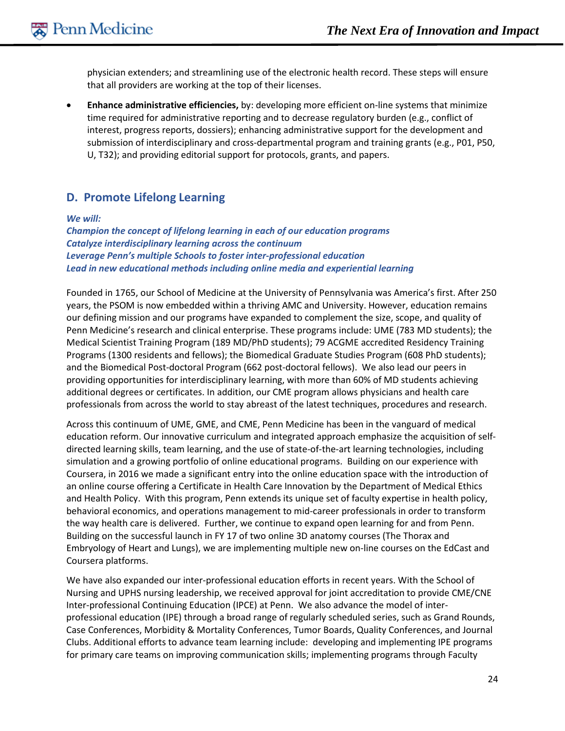physician extenders; and streamlining use of the electronic health record. These steps will ensure that all providers are working at the top of their licenses.

- **Enhance administrative efficiencies,** by: developing more efficient on-line systems that minimize time required for administrative reporting and to decrease regulatory burden (e.g., conflict of interest, progress reports, dossiers); enhancing administrative support for the development and submission of interdisciplinary and cross-departmental program and training grants (e.g., P01, P50, U, T32); and providing editorial support for protocols, grants, and papers.

## D. Promote Lifelong Learning

***We will:***
***Champion the concept of lifelong learning in each of our education programs***
***Catalyze interdisciplinary learning across the continuum***
***Leverage Penn's multiple Schools to foster inter-professional education***
***Lead in new educational methods including online media and experiential learning***

Founded in 1765, our School of Medicine at the University of Pennsylvania was America's first. After 250 years, the PSOM is now embedded within a thriving AMC and University. However, education remains our defining mission and our programs have expanded to complement the size, scope, and quality of Penn Medicine's research and clinical enterprise. These programs include: UME (783 MD students); the Medical Scientist Training Program (189 MD/PhD students); 79 ACGME accredited Residency Training Programs (1300 residents and fellows); the Biomedical Graduate Studies Program (608 PhD students); and the Biomedical Post-doctoral Program (662 post-doctoral fellows). We also lead our peers in providing opportunities for interdisciplinary learning, with more than 60% of MD students achieving additional degrees or certificates. In addition, our CME program allows physicians and health care professionals from across the world to stay abreast of the latest techniques, procedures and research.

Across this continuum of UME, GME, and CME, Penn Medicine has been in the vanguard of medical education reform. Our innovative curriculum and integrated approach emphasize the acquisition of self-directed learning skills, team learning, and the use of state-of-the-art learning technologies, including simulation and a growing portfolio of online educational programs. Building on our experience with Coursera, in 2016 we made a significant entry into the online education space with the introduction of an online course offering a Certificate in Health Care Innovation by the Department of Medical Ethics and Health Policy. With this program, Penn extends its unique set of faculty expertise in health policy, behavioral economics, and operations management to mid-career professionals in order to transform the way health care is delivered. Further, we continue to expand open learning for and from Penn. Building on the successful launch in FY 17 of two online 3D anatomy courses (The Thorax and Embryology of Heart and Lungs), we are implementing multiple new on-line courses on the EdCast and Coursera platforms.

We have also expanded our inter-professional education efforts in recent years. With the School of Nursing and UPHS nursing leadership, we received approval for joint accreditation to provide CME/CNE Inter-professional Continuing Education (IPCE) at Penn. We also advance the model of inter-professional education (IPE) through a broad range of regularly scheduled series, such as Grand Rounds, Case Conferences, Morbidity & Mortality Conferences, Tumor Boards, Quality Conferences, and Journal Clubs. Additional efforts to advance team learning include: developing and implementing IPE programs for primary care teams on improving communication skills; implementing programs through Faculty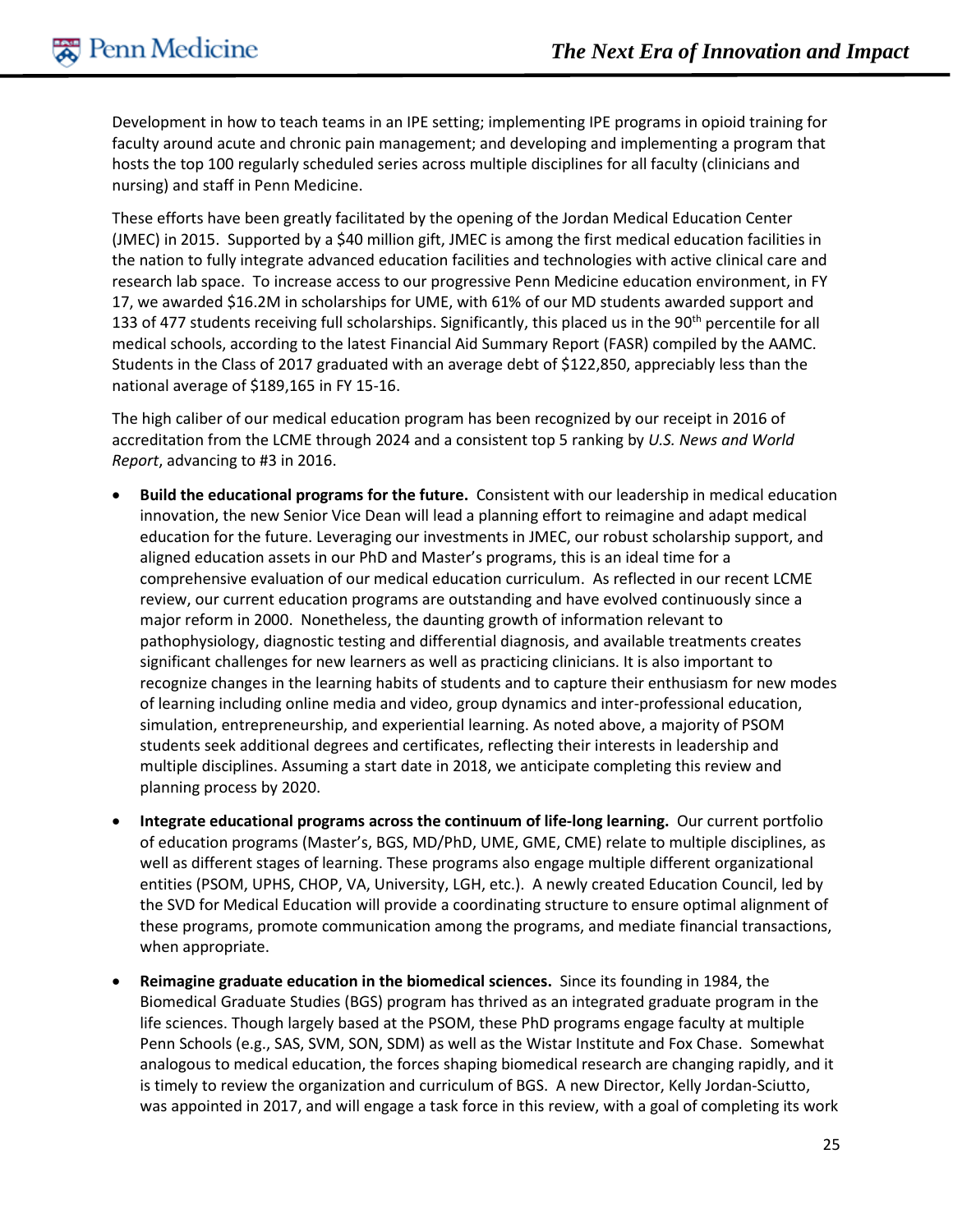Development in how to teach teams in an IPE setting; implementing IPE programs in opioid training for faculty around acute and chronic pain management; and developing and implementing a program that hosts the top 100 regularly scheduled series across multiple disciplines for all faculty (clinicians and nursing) and staff in Penn Medicine.

These efforts have been greatly facilitated by the opening of the Jordan Medical Education Center (JMEC) in 2015. Supported by a $40 million gift, JMEC is among the first medical education facilities in the nation to fully integrate advanced education facilities and technologies with active clinical care and research lab space. To increase access to our progressive Penn Medicine education environment, in FY 17, we awarded $16.2M in scholarships for UME, with 61% of our MD students awarded support and 133 of 477 students receiving full scholarships. Significantly, this placed us in the 90th percentile for all medical schools, according to the latest Financial Aid Summary Report (FASR) compiled by the AAMC. Students in the Class of 2017 graduated with an average debt of $122,850, appreciably less than the national average of $189,165 in FY 15-16.

The high caliber of our medical education program has been recognized by our receipt in 2016 of accreditation from the LCME through 2024 and a consistent top 5 ranking by *U.S. News and World Report*, advancing to #3 in 2016.

- **Build the educational programs for the future.** Consistent with our leadership in medical education innovation, the new Senior Vice Dean will lead a planning effort to reimagine and adapt medical education for the future. Leveraging our investments in JMEC, our robust scholarship support, and aligned education assets in our PhD and Master's programs, this is an ideal time for a comprehensive evaluation of our medical education curriculum. As reflected in our recent LCME review, our current education programs are outstanding and have evolved continuously since a major reform in 2000. Nonetheless, the daunting growth of information relevant to pathophysiology, diagnostic testing and differential diagnosis, and available treatments creates significant challenges for new learners as well as practicing clinicians. It is also important to recognize changes in the learning habits of students and to capture their enthusiasm for new modes of learning including online media and video, group dynamics and inter-professional education, simulation, entrepreneurship, and experiential learning. As noted above, a majority of PSOM students seek additional degrees and certificates, reflecting their interests in leadership and multiple disciplines. Assuming a start date in 2018, we anticipate completing this review and planning process by 2020.

- **Integrate educational programs across the continuum of life-long learning.** Our current portfolio of education programs (Master's, BGS, MD/PhD, UME, GME, CME) relate to multiple disciplines, as well as different stages of learning. These programs also engage multiple different organizational entities (PSOM, UPHS, CHOP, VA, University, LGH, etc.). A newly created Education Council, led by the SVD for Medical Education will provide a coordinating structure to ensure optimal alignment of these programs, promote communication among the programs, and mediate financial transactions, when appropriate.

- **Reimagine graduate education in the biomedical sciences.** Since its founding in 1984, the Biomedical Graduate Studies (BGS) program has thrived as an integrated graduate program in the life sciences. Though largely based at the PSOM, these PhD programs engage faculty at multiple Penn Schools (e.g., SAS, SVM, SON, SDM) as well as the Wistar Institute and Fox Chase. Somewhat analogous to medical education, the forces shaping biomedical research are changing rapidly, and it is timely to review the organization and curriculum of BGS. A new Director, Kelly Jordan-Sciutto, was appointed in 2017, and will engage a task force in this review, with a goal of completing its work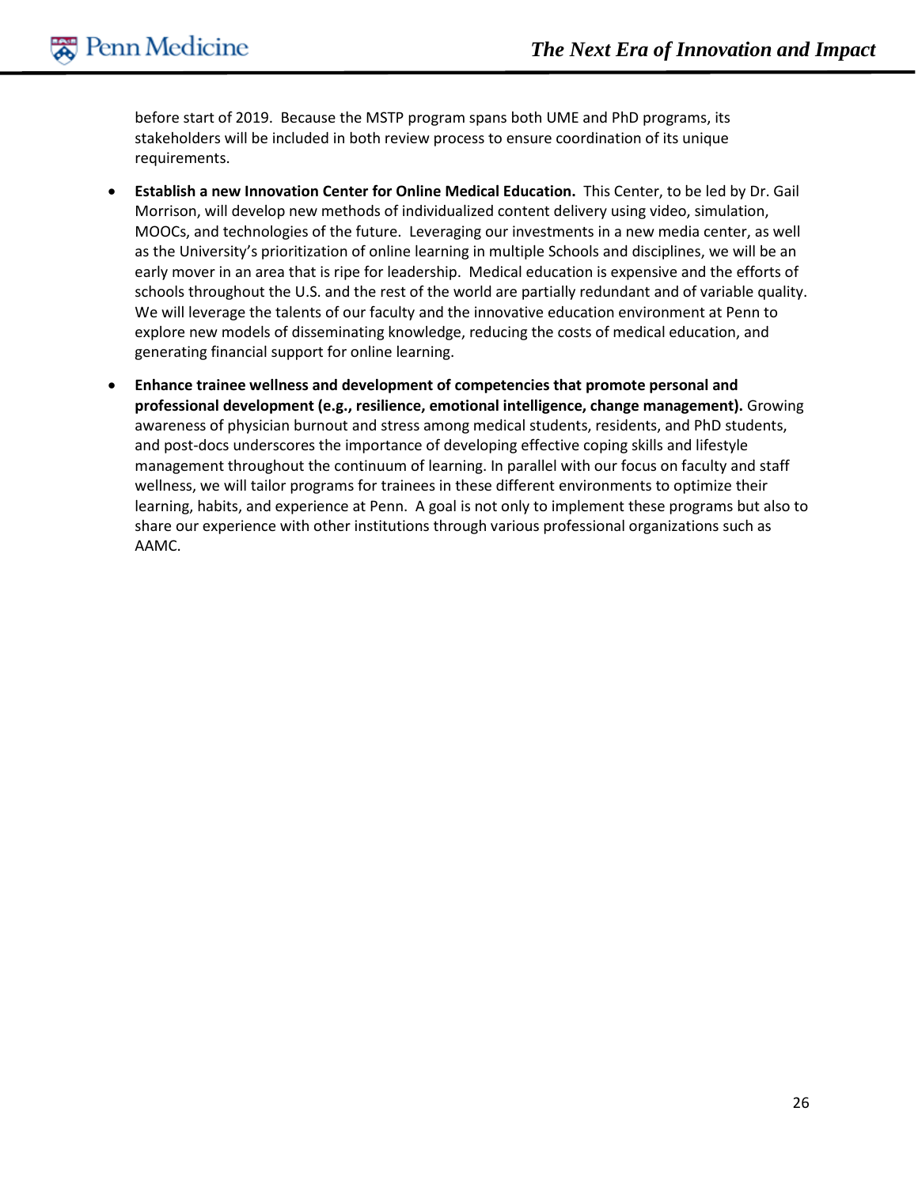before start of 2019. Because the MSTP program spans both UME and PhD programs, its stakeholders will be included in both review process to ensure coordination of its unique requirements.

- **Establish a new Innovation Center for Online Medical Education.** This Center, to be led by Dr. Gail Morrison, will develop new methods of individualized content delivery using video, simulation, MOOCs, and technologies of the future. Leveraging our investments in a new media center, as well as the University's prioritization of online learning in multiple Schools and disciplines, we will be an early mover in an area that is ripe for leadership. Medical education is expensive and the efforts of schools throughout the U.S. and the rest of the world are partially redundant and of variable quality. We will leverage the talents of our faculty and the innovative education environment at Penn to explore new models of disseminating knowledge, reducing the costs of medical education, and generating financial support for online learning.
- **Enhance trainee wellness and development of competencies that promote personal and professional development (e.g., resilience, emotional intelligence, change management).** Growing awareness of physician burnout and stress among medical students, residents, and PhD students, and post-docs underscores the importance of developing effective coping skills and lifestyle management throughout the continuum of learning. In parallel with our focus on faculty and staff wellness, we will tailor programs for trainees in these different environments to optimize their learning, habits, and experience at Penn. A goal is not only to implement these programs but also to share our experience with other institutions through various professional organizations such as AAMC.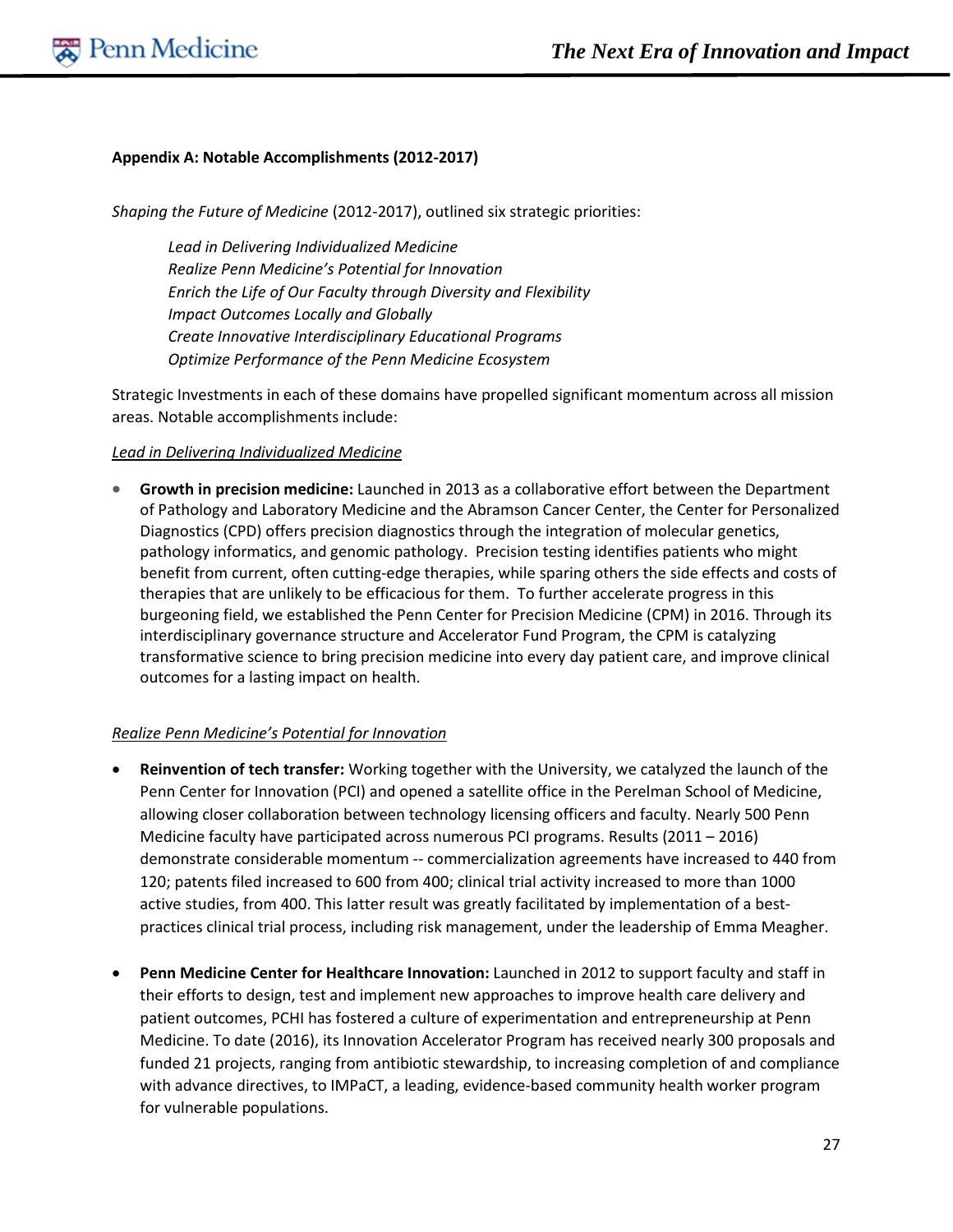**Appendix A: Notable Accomplishments (2012-2017)**

*Shaping the Future of Medicine* (2012-2017), outlined six strategic priorities:

> *Lead in Delivering Individualized Medicine*
> *Realize Penn Medicine's Potential for Innovation*
> *Enrich the Life of Our Faculty through Diversity and Flexibility*
> *Impact Outcomes Locally and Globally*
> *Create Innovative Interdisciplinary Educational Programs*
> *Optimize Performance of the Penn Medicine Ecosystem*

Strategic Investments in each of these domains have propelled significant momentum across all mission areas. Notable accomplishments include:

*Lead in Delivering Individualized Medicine*

- **Growth in precision medicine:** Launched in 2013 as a collaborative effort between the Department of Pathology and Laboratory Medicine and the Abramson Cancer Center, the Center for Personalized Diagnostics (CPD) offers precision diagnostics through the integration of molecular genetics, pathology informatics, and genomic pathology. Precision testing identifies patients who might benefit from current, often cutting-edge therapies, while sparing others the side effects and costs of therapies that are unlikely to be efficacious for them. To further accelerate progress in this burgeoning field, we established the Penn Center for Precision Medicine (CPM) in 2016. Through its interdisciplinary governance structure and Accelerator Fund Program, the CPM is catalyzing transformative science to bring precision medicine into every day patient care, and improve clinical outcomes for a lasting impact on health.

*Realize Penn Medicine's Potential for Innovation*

- **Reinvention of tech transfer:** Working together with the University, we catalyzed the launch of the Penn Center for Innovation (PCI) and opened a satellite office in the Perelman School of Medicine, allowing closer collaboration between technology licensing officers and faculty. Nearly 500 Penn Medicine faculty have participated across numerous PCI programs. Results (2011 – 2016) demonstrate considerable momentum -- commercialization agreements have increased to 440 from 120; patents filed increased to 600 from 400; clinical trial activity increased to more than 1000 active studies, from 400. This latter result was greatly facilitated by implementation of a best-practices clinical trial process, including risk management, under the leadership of Emma Meagher.

- **Penn Medicine Center for Healthcare Innovation:** Launched in 2012 to support faculty and staff in their efforts to design, test and implement new approaches to improve health care delivery and patient outcomes, PCHI has fostered a culture of experimentation and entrepreneurship at Penn Medicine. To date (2016), its Innovation Accelerator Program has received nearly 300 proposals and funded 21 projects, ranging from antibiotic stewardship, to increasing completion of and compliance with advance directives, to IMPaCT, a leading, evidence-based community health worker program for vulnerable populations.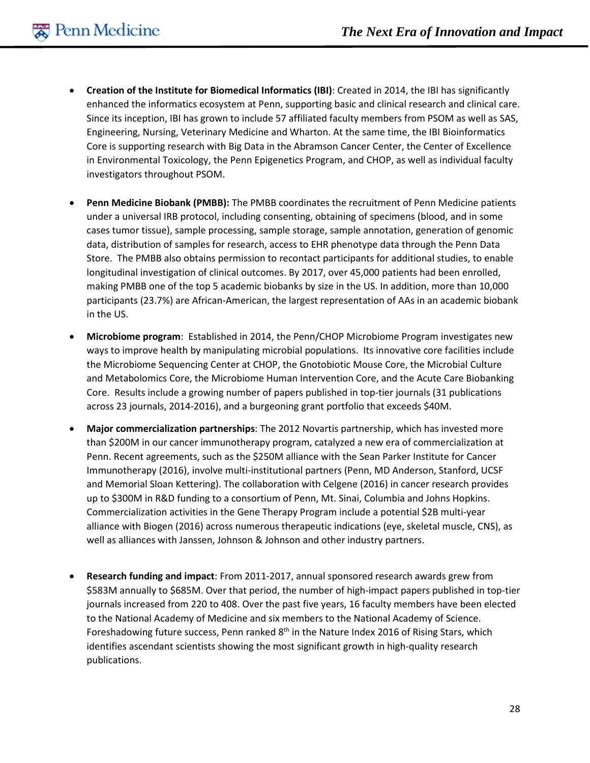- **Creation of the Institute for Biomedical Informatics (IBI)**: Created in 2014, the IBI has significantly enhanced the informatics ecosystem at Penn, supporting basic and clinical research and clinical care. Since its inception, IBI has grown to include 57 affiliated faculty members from PSOM as well as SAS, Engineering, Nursing, Veterinary Medicine and Wharton. At the same time, the IBI Bioinformatics Core is supporting research with Big Data in the Abramson Cancer Center, the Center of Excellence in Environmental Toxicology, the Penn Epigenetics Program, and CHOP, as well as individual faculty investigators throughout PSOM.

- **Penn Medicine Biobank (PMBB):** The PMBB coordinates the recruitment of Penn Medicine patients under a universal IRB protocol, including consenting, obtaining of specimens (blood, and in some cases tumor tissue), sample processing, sample storage, sample annotation, generation of genomic data, distribution of samples for research, access to EHR phenotype data through the Penn Data Store. The PMBB also obtains permission to recontact participants for additional studies, to enable longitudinal investigation of clinical outcomes. By 2017, over 45,000 patients had been enrolled, making PMBB one of the top 5 academic biobanks by size in the US. In addition, more than 10,000 participants (23.7%) are African-American, the largest representation of AAs in an academic biobank in the US.

- **Microbiome program**: Established in 2014, the Penn/CHOP Microbiome Program investigates new ways to improve health by manipulating microbial populations. Its innovative core facilities include the Microbiome Sequencing Center at CHOP, the Gnotobiotic Mouse Core, the Microbial Culture and Metabolomics Core, the Microbiome Human Intervention Core, and the Acute Care Biobanking Core. Results include a growing number of papers published in top-tier journals (31 publications across 23 journals, 2014-2016), and a burgeoning grant portfolio that exceeds $40M.

- **Major commercialization partnerships**: The 2012 Novartis partnership, which has invested more than $200M in our cancer immunotherapy program, catalyzed a new era of commercialization at Penn. Recent agreements, such as the $250M alliance with the Sean Parker Institute for Cancer Immunotherapy (2016), involve multi-institutional partners (Penn, MD Anderson, Stanford, UCSF and Memorial Sloan Kettering). The collaboration with Celgene (2016) in cancer research provides up to $300M in R&D funding to a consortium of Penn, Mt. Sinai, Columbia and Johns Hopkins. Commercialization activities in the Gene Therapy Program include a potential $2B multi-year alliance with Biogen (2016) across numerous therapeutic indications (eye, skeletal muscle, CNS), as well as alliances with Janssen, Johnson & Johnson and other industry partners.

- **Research funding and impact**: From 2011-2017, annual sponsored research awards grew from $583M annually to $685M. Over that period, the number of high-impact papers published in top-tier journals increased from 220 to 408. Over the past five years, 16 faculty members have been elected to the National Academy of Medicine and six members to the National Academy of Science. Foreshadowing future success, Penn ranked 8th in the Nature Index 2016 of Rising Stars, which identifies ascendant scientists showing the most significant growth in high-quality research publications.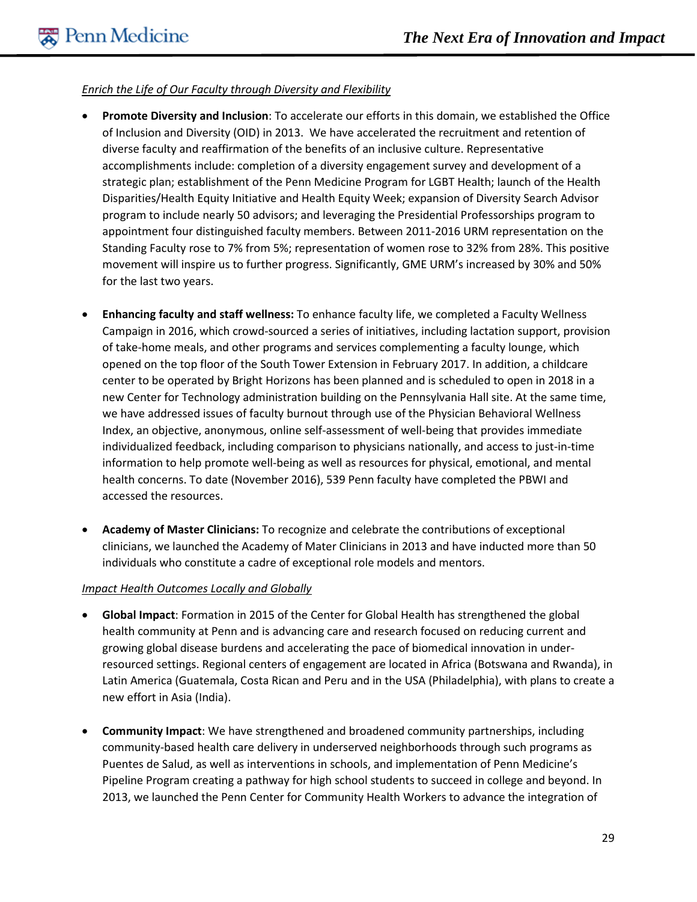*Enrich the Life of Our Faculty through Diversity and Flexibility*

- **Promote Diversity and Inclusion**: To accelerate our efforts in this domain, we established the Office of Inclusion and Diversity (OID) in 2013. We have accelerated the recruitment and retention of diverse faculty and reaffirmation of the benefits of an inclusive culture. Representative accomplishments include: completion of a diversity engagement survey and development of a strategic plan; establishment of the Penn Medicine Program for LGBT Health; launch of the Health Disparities/Health Equity Initiative and Health Equity Week; expansion of Diversity Search Advisor program to include nearly 50 advisors; and leveraging the Presidential Professorships program to appointment four distinguished faculty members. Between 2011-2016 URM representation on the Standing Faculty rose to 7% from 5%; representation of women rose to 32% from 28%. This positive movement will inspire us to further progress. Significantly, GME URM's increased by 30% and 50% for the last two years.

- **Enhancing faculty and staff wellness:** To enhance faculty life, we completed a Faculty Wellness Campaign in 2016, which crowd-sourced a series of initiatives, including lactation support, provision of take-home meals, and other programs and services complementing a faculty lounge, which opened on the top floor of the South Tower Extension in February 2017. In addition, a childcare center to be operated by Bright Horizons has been planned and is scheduled to open in 2018 in a new Center for Technology administration building on the Pennsylvania Hall site. At the same time, we have addressed issues of faculty burnout through use of the Physician Behavioral Wellness Index, an objective, anonymous, online self-assessment of well-being that provides immediate individualized feedback, including comparison to physicians nationally, and access to just-in-time information to help promote well-being as well as resources for physical, emotional, and mental health concerns. To date (November 2016), 539 Penn faculty have completed the PBWI and accessed the resources.

- **Academy of Master Clinicians:** To recognize and celebrate the contributions of exceptional clinicians, we launched the Academy of Mater Clinicians in 2013 and have inducted more than 50 individuals who constitute a cadre of exceptional role models and mentors.

*Impact Health Outcomes Locally and Globally*

- **Global Impact**: Formation in 2015 of the Center for Global Health has strengthened the global health community at Penn and is advancing care and research focused on reducing current and growing global disease burdens and accelerating the pace of biomedical innovation in under-resourced settings. Regional centers of engagement are located in Africa (Botswana and Rwanda), in Latin America (Guatemala, Costa Rican and Peru and in the USA (Philadelphia), with plans to create a new effort in Asia (India).

- **Community Impact**: We have strengthened and broadened community partnerships, including community-based health care delivery in underserved neighborhoods through such programs as Puentes de Salud, as well as interventions in schools, and implementation of Penn Medicine's Pipeline Program creating a pathway for high school students to succeed in college and beyond. In 2013, we launched the Penn Center for Community Health Workers to advance the integration of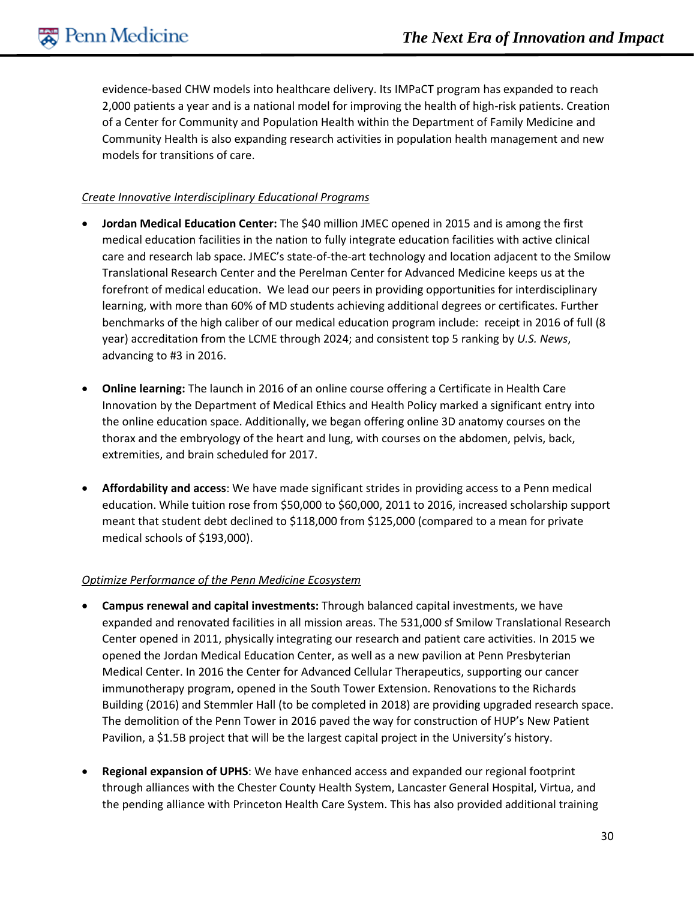evidence-based CHW models into healthcare delivery. Its IMPaCT program has expanded to reach 2,000 patients a year and is a national model for improving the health of high-risk patients. Creation of a Center for Community and Population Health within the Department of Family Medicine and Community Health is also expanding research activities in population health management and new models for transitions of care.

*Create Innovative Interdisciplinary Educational Programs*

- **Jordan Medical Education Center:** The $40 million JMEC opened in 2015 and is among the first medical education facilities in the nation to fully integrate education facilities with active clinical care and research lab space. JMEC's state-of-the-art technology and location adjacent to the Smilow Translational Research Center and the Perelman Center for Advanced Medicine keeps us at the forefront of medical education. We lead our peers in providing opportunities for interdisciplinary learning, with more than 60% of MD students achieving additional degrees or certificates. Further benchmarks of the high caliber of our medical education program include: receipt in 2016 of full (8 year) accreditation from the LCME through 2024; and consistent top 5 ranking by *U.S. News*, advancing to #3 in 2016.

- **Online learning:** The launch in 2016 of an online course offering a Certificate in Health Care Innovation by the Department of Medical Ethics and Health Policy marked a significant entry into the online education space. Additionally, we began offering online 3D anatomy courses on the thorax and the embryology of the heart and lung, with courses on the abdomen, pelvis, back, extremities, and brain scheduled for 2017.

- **Affordability and access**: We have made significant strides in providing access to a Penn medical education. While tuition rose from $50,000 to $60,000, 2011 to 2016, increased scholarship support meant that student debt declined to $118,000 from $125,000 (compared to a mean for private medical schools of $193,000).

*Optimize Performance of the Penn Medicine Ecosystem*

- **Campus renewal and capital investments:** Through balanced capital investments, we have expanded and renovated facilities in all mission areas. The 531,000 sf Smilow Translational Research Center opened in 2011, physically integrating our research and patient care activities. In 2015 we opened the Jordan Medical Education Center, as well as a new pavilion at Penn Presbyterian Medical Center. In 2016 the Center for Advanced Cellular Therapeutics, supporting our cancer immunotherapy program, opened in the South Tower Extension. Renovations to the Richards Building (2016) and Stemmler Hall (to be completed in 2018) are providing upgraded research space. The demolition of the Penn Tower in 2016 paved the way for construction of HUP's New Patient Pavilion, a $1.5B project that will be the largest capital project in the University's history.

- **Regional expansion of UPHS**: We have enhanced access and expanded our regional footprint through alliances with the Chester County Health System, Lancaster General Hospital, Virtua, and the pending alliance with Princeton Health Care System. This has also provided additional training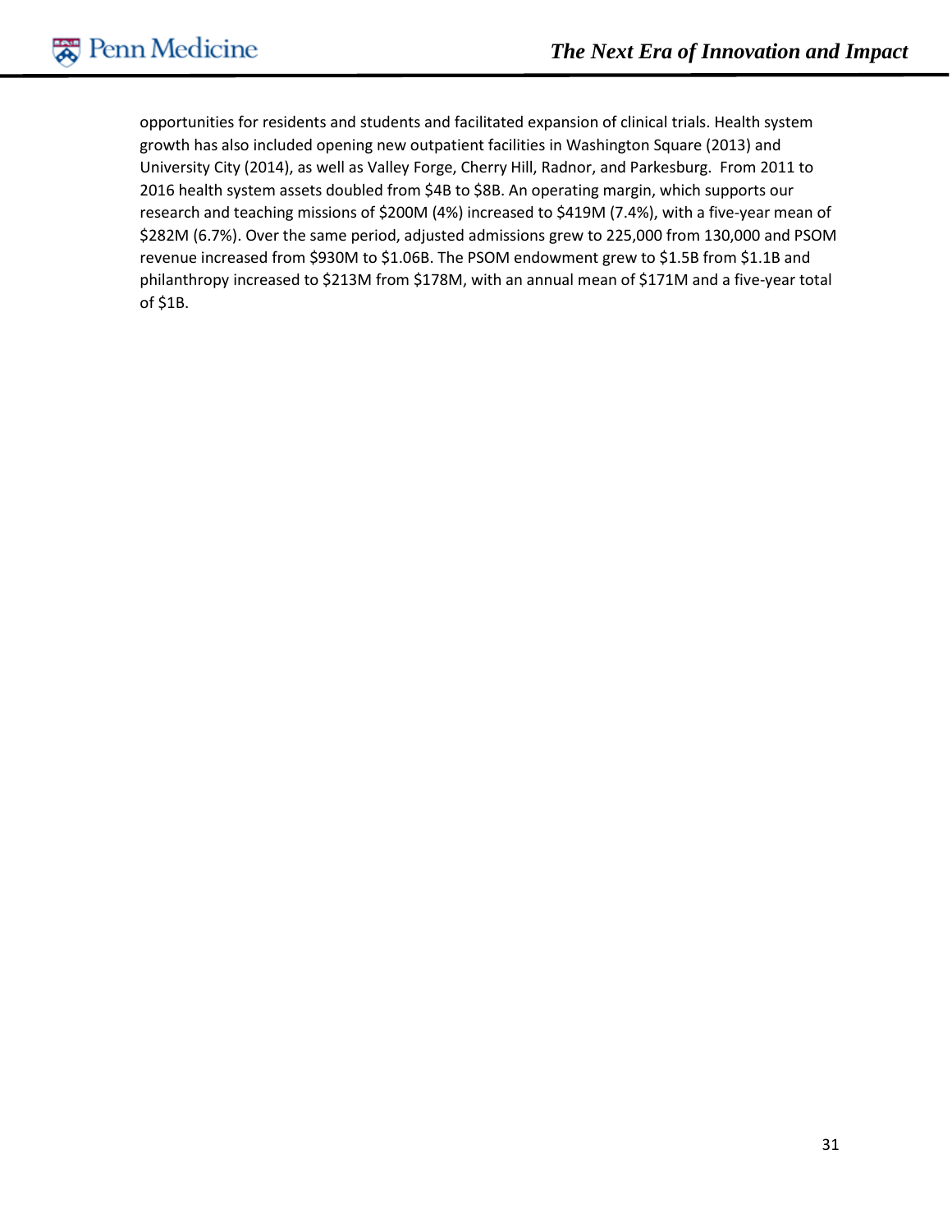opportunities for residents and students and facilitated expansion of clinical trials. Health system growth has also included opening new outpatient facilities in Washington Square (2013) and University City (2014), as well as Valley Forge, Cherry Hill, Radnor, and Parkesburg. From 2011 to 2016 health system assets doubled from $4B to $8B. An operating margin, which supports our research and teaching missions of $200M (4%) increased to $419M (7.4%), with a five-year mean of $282M (6.7%). Over the same period, adjusted admissions grew to 225,000 from 130,000 and PSOM revenue increased from $930M to $1.06B. The PSOM endowment grew to $1.5B from $1.1B and philanthropy increased to $213M from $178M, with an annual mean of $171M and a five-year total of $1B.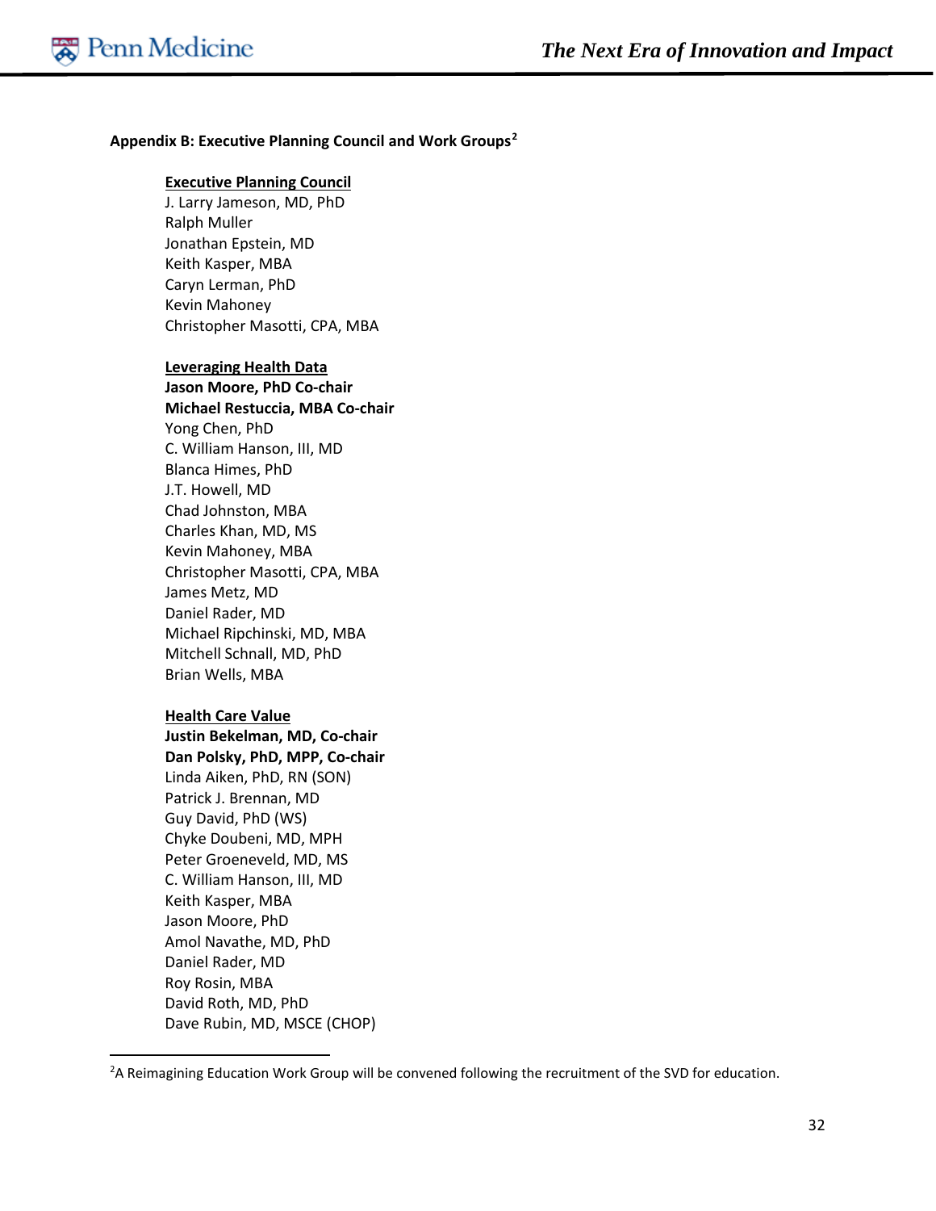## Appendix B: Executive Planning Council and Work Groups[2]

**Executive Planning Council**

J. Larry Jameson, MD, PhD
Ralph Muller
Jonathan Epstein, MD
Keith Kasper, MBA
Caryn Lerman, PhD
Kevin Mahoney
Christopher Masotti, CPA, MBA

**Leveraging Health Data**

**Jason Moore, PhD Co-chair**
**Michael Restuccia, MBA Co-chair**
Yong Chen, PhD
C. William Hanson, III, MD
Blanca Himes, PhD
J.T. Howell, MD
Chad Johnston, MBA
Charles Khan, MD, MS
Kevin Mahoney, MBA
Christopher Masotti, CPA, MBA
James Metz, MD
Daniel Rader, MD
Michael Ripchinski, MD, MBA
Mitchell Schnall, MD, PhD
Brian Wells, MBA

**Health Care Value**

**Justin Bekelman, MD, Co-chair**
**Dan Polsky, PhD, MPP, Co-chair**
Linda Aiken, PhD, RN (SON)
Patrick J. Brennan, MD
Guy David, PhD (WS)
Chyke Doubeni, MD, MPH
Peter Groeneveld, MD, MS
C. William Hanson, III, MD
Keith Kasper, MBA
Jason Moore, PhD
Amol Navathe, MD, PhD
Daniel Rader, MD
Roy Rosin, MBA
David Roth, MD, PhD
Dave Rubin, MD, MSCE (CHOP)

---

[2]A Reimagining Education Work Group will be convened following the recruitment of the SVD for education.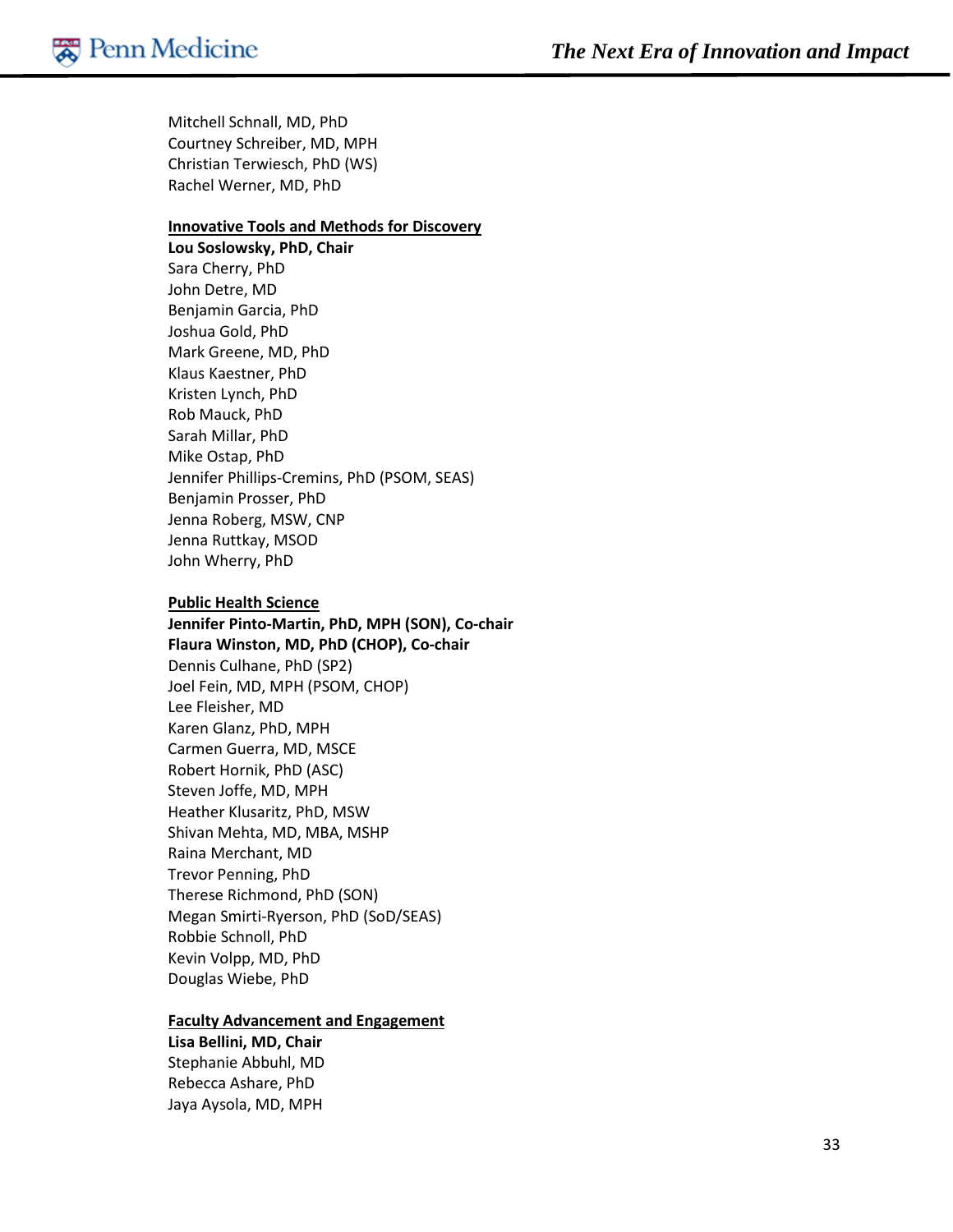Mitchell Schnall, MD, PhD
Courtney Schreiber, MD, MPH
Christian Terwiesch, PhD (WS)
Rachel Werner, MD, PhD

**Innovative Tools and Methods for Discovery**

**Lou Soslowsky, PhD, Chair**
Sara Cherry, PhD
John Detre, MD
Benjamin Garcia, PhD
Joshua Gold, PhD
Mark Greene, MD, PhD
Klaus Kaestner, PhD
Kristen Lynch, PhD
Rob Mauck, PhD
Sarah Millar, PhD
Mike Ostap, PhD
Jennifer Phillips-Cremins, PhD (PSOM, SEAS)
Benjamin Prosser, PhD
Jenna Roberg, MSW, CNP
Jenna Ruttkay, MSOD
John Wherry, PhD

**Public Health Science**

**Jennifer Pinto-Martin, PhD, MPH (SON), Co-chair**
**Flaura Winston, MD, PhD (CHOP), Co-chair**
Dennis Culhane, PhD (SP2)
Joel Fein, MD, MPH (PSOM, CHOP)
Lee Fleisher, MD
Karen Glanz, PhD, MPH
Carmen Guerra, MD, MSCE
Robert Hornik, PhD (ASC)
Steven Joffe, MD, MPH
Heather Klusaritz, PhD, MSW
Shivan Mehta, MD, MBA, MSHP
Raina Merchant, MD
Trevor Penning, PhD
Therese Richmond, PhD (SON)
Megan Smirti-Ryerson, PhD (SoD/SEAS)
Robbie Schnoll, PhD
Kevin Volpp, MD, PhD
Douglas Wiebe, PhD

**Faculty Advancement and Engagement**

**Lisa Bellini, MD, Chair**
Stephanie Abbuhl, MD
Rebecca Ashare, PhD
Jaya Aysola, MD, MPH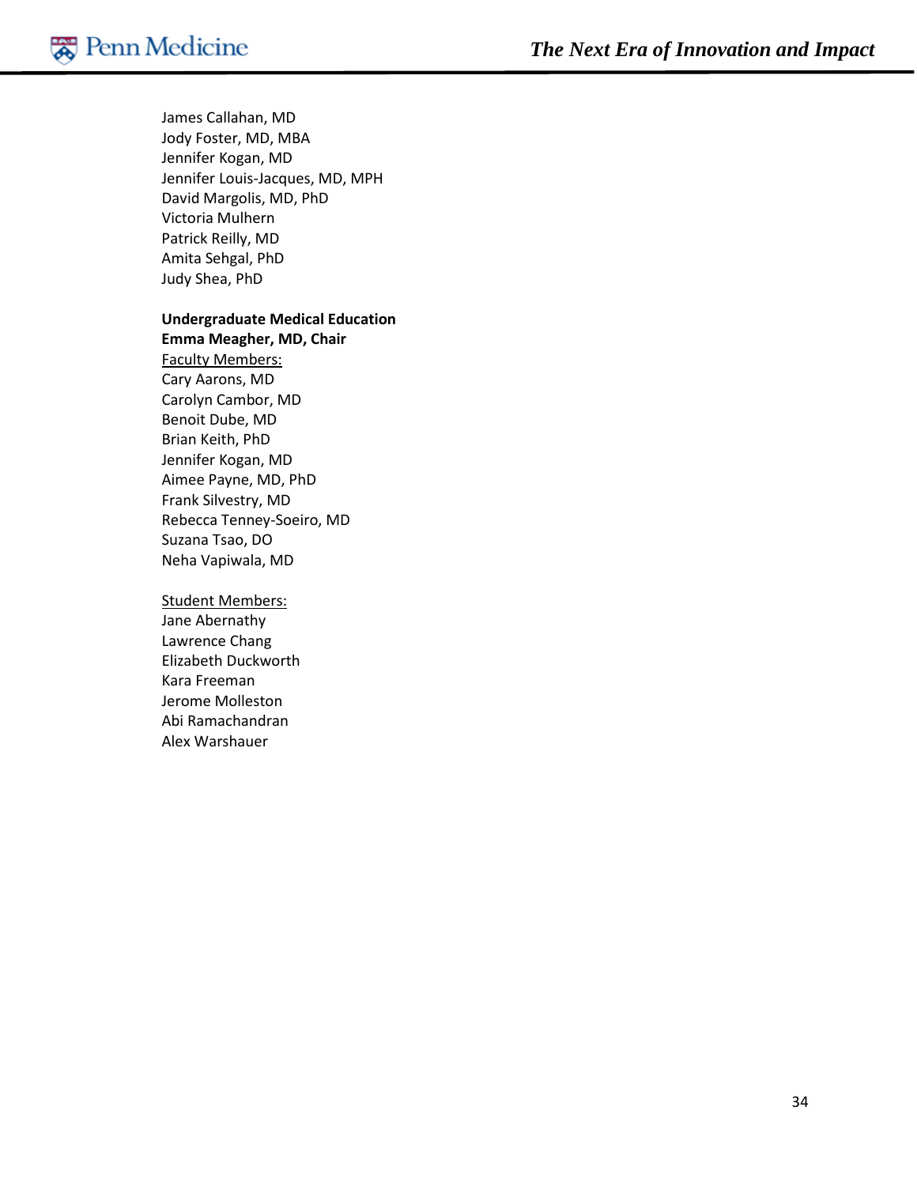James Callahan, MD
Jody Foster, MD, MBA
Jennifer Kogan, MD
Jennifer Louis-Jacques, MD, MPH
David Margolis, MD, PhD
Victoria Mulhern
Patrick Reilly, MD
Amita Sehgal, PhD
Judy Shea, PhD

**Undergraduate Medical Education**
**Emma Meagher, MD, Chair**

<u>Faculty Members:</u>
Cary Aarons, MD
Carolyn Cambor, MD
Benoit Dube, MD
Brian Keith, PhD
Jennifer Kogan, MD
Aimee Payne, MD, PhD
Frank Silvestry, MD
Rebecca Tenney-Soeiro, MD
Suzana Tsao, DO
Neha Vapiwala, MD

<u>Student Members:</u>
Jane Abernathy
Lawrence Chang
Elizabeth Duckworth
Kara Freeman
Jerome Molleston
Abi Ramachandran
Alex Warshauer